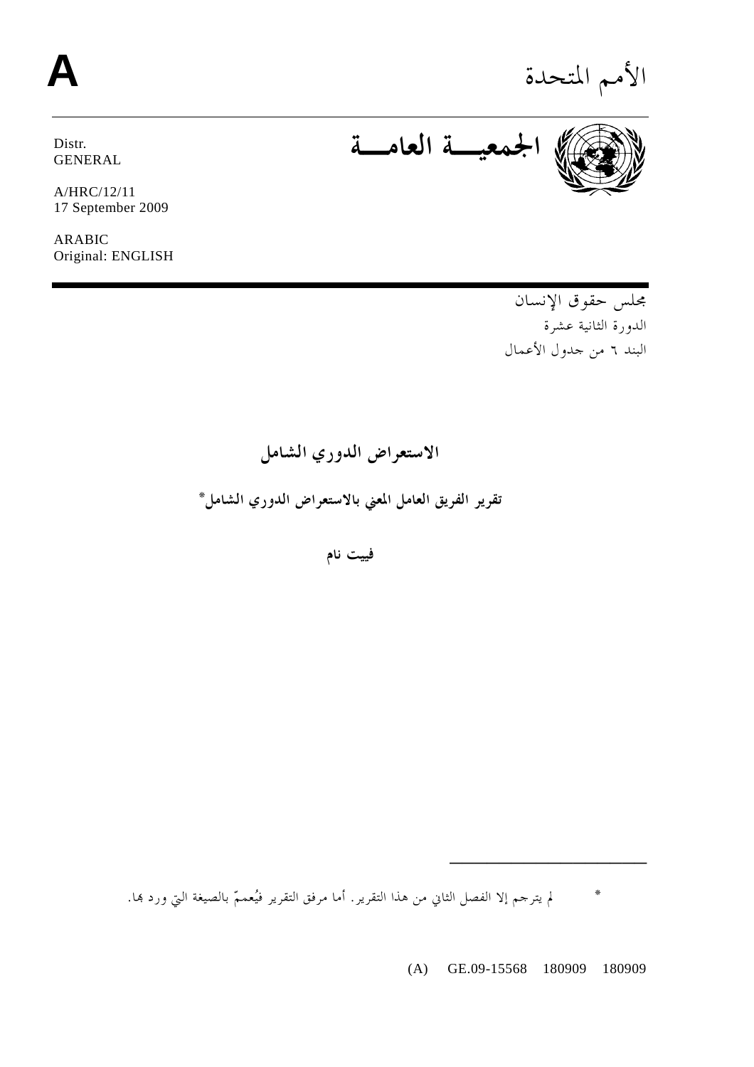**A**

الأمم المتحدة

Distr.
GENERAL

A/HRC/12/11
17 September 2009

ARABIC
Original: ENGLISH

**الجمعية العامة**

مجلس حقوق الإنسان
الدورة الثانية عشرة
البند ٦ من جدول الأعمال

# الاستعراض الدوري الشامل

## تقرير الفريق العامل المعني بالاستعراض الدوري الشامل*

### فييت نام

---

\* لم يترجم إلا الفصل الثاني من هذا التقرير. أما مرفق التقرير فيُعممّ بالصيغة التي ورد بها.

(A) GE.09-15568 180909 180909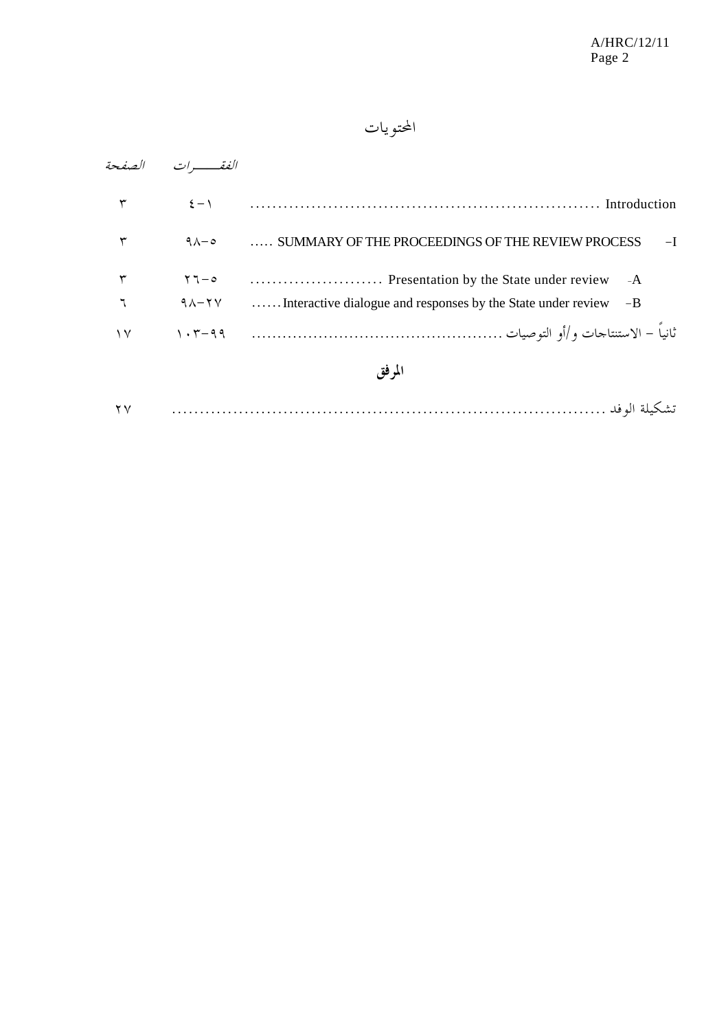# المحتويات

| | الفقـــــرات | الصفحة |
|---|---|---|
| Introduction | ١-٤ | ٣ |
| I- SUMMARY OF THE PROCEEDINGS OF THE REVIEW PROCESS | ٥-٩٨ | ٣ |
| A- Presentation by the State under review | ٥-٢٦ | ٣ |
| B- Interactive dialogue and responses by the State under review | ٢٧-٩٨ | ٦ |
| ثانياً - الاستنتاجات و/أو التوصيات | ٩٩-١٠٣ | ١٧ |

## المرفق

| | | الصفحة |
|---|---|---|
| تشكيلة الوفد | | ٢٧ |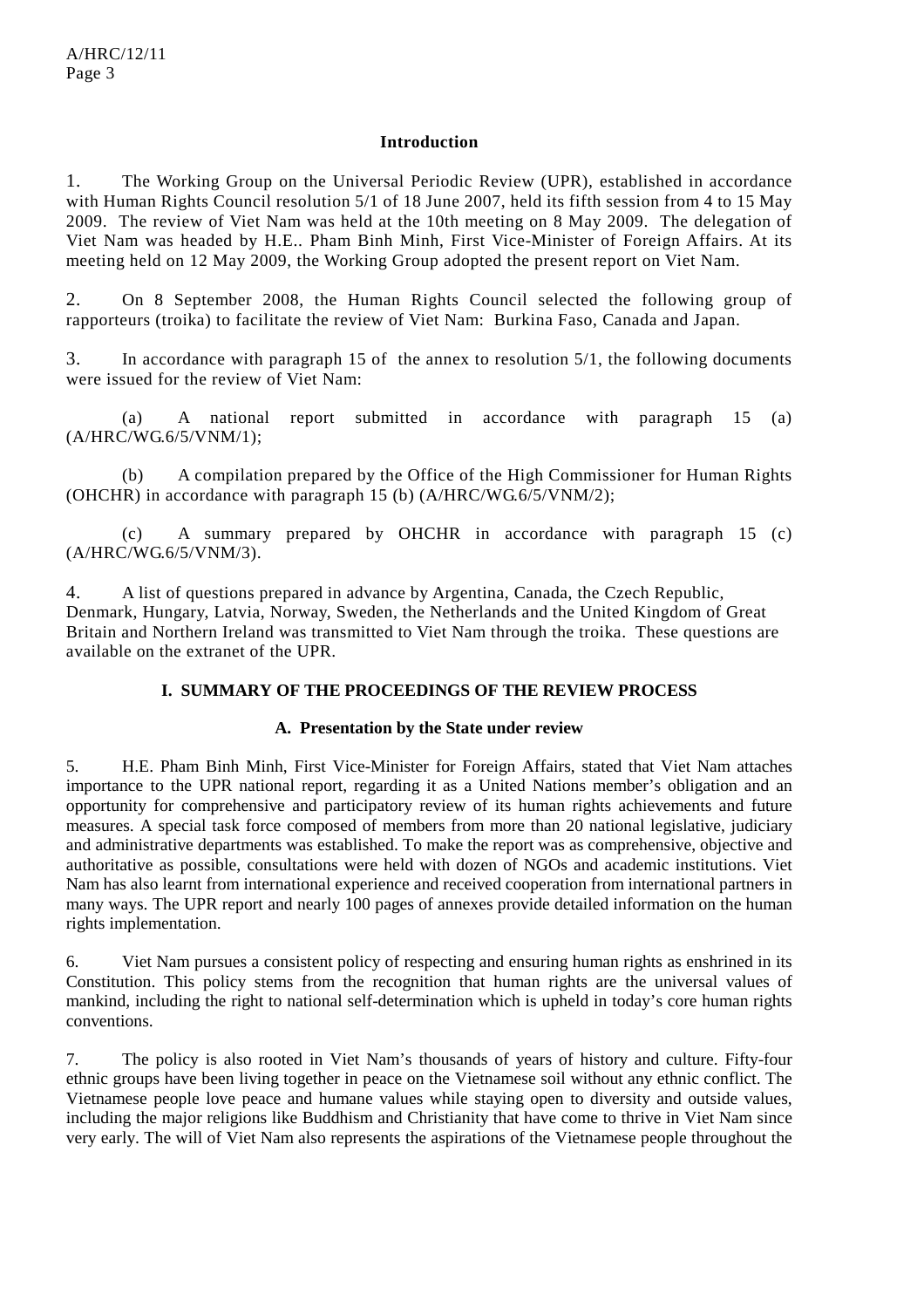## Introduction

1. The Working Group on the Universal Periodic Review (UPR), established in accordance with Human Rights Council resolution 5/1 of 18 June 2007, held its fifth session from 4 to 15 May 2009. The review of Viet Nam was held at the 10th meeting on 8 May 2009. The delegation of Viet Nam was headed by H.E.. Pham Binh Minh, First Vice-Minister of Foreign Affairs. At its meeting held on 12 May 2009, the Working Group adopted the present report on Viet Nam.

2. On 8 September 2008, the Human Rights Council selected the following group of rapporteurs (troika) to facilitate the review of Viet Nam: Burkina Faso, Canada and Japan.

3. In accordance with paragraph 15 of the annex to resolution 5/1, the following documents were issued for the review of Viet Nam:

(a) A national report submitted in accordance with paragraph 15 (a) (A/HRC/WG.6/5/VNM/1);

(b) A compilation prepared by the Office of the High Commissioner for Human Rights (OHCHR) in accordance with paragraph 15 (b) (A/HRC/WG.6/5/VNM/2);

(c) A summary prepared by OHCHR in accordance with paragraph 15 (c) (A/HRC/WG.6/5/VNM/3).

4. A list of questions prepared in advance by Argentina, Canada, the Czech Republic, Denmark, Hungary, Latvia, Norway, Sweden, the Netherlands and the United Kingdom of Great Britain and Northern Ireland was transmitted to Viet Nam through the troika. These questions are available on the extranet of the UPR.

## I. SUMMARY OF THE PROCEEDINGS OF THE REVIEW PROCESS

### A. Presentation by the State under review

5. H.E. Pham Binh Minh, First Vice-Minister for Foreign Affairs, stated that Viet Nam attaches importance to the UPR national report, regarding it as a United Nations member's obligation and an opportunity for comprehensive and participatory review of its human rights achievements and future measures. A special task force composed of members from more than 20 national legislative, judiciary and administrative departments was established. To make the report was as comprehensive, objective and authoritative as possible, consultations were held with dozen of NGOs and academic institutions. Viet Nam has also learnt from international experience and received cooperation from international partners in many ways. The UPR report and nearly 100 pages of annexes provide detailed information on the human rights implementation.

6. Viet Nam pursues a consistent policy of respecting and ensuring human rights as enshrined in its Constitution. This policy stems from the recognition that human rights are the universal values of mankind, including the right to national self-determination which is upheld in today's core human rights conventions.

7. The policy is also rooted in Viet Nam's thousands of years of history and culture. Fifty-four ethnic groups have been living together in peace on the Vietnamese soil without any ethnic conflict. The Vietnamese people love peace and humane values while staying open to diversity and outside values, including the major religions like Buddhism and Christianity that have come to thrive in Viet Nam since very early. The will of Viet Nam also represents the aspirations of the Vietnamese people throughout the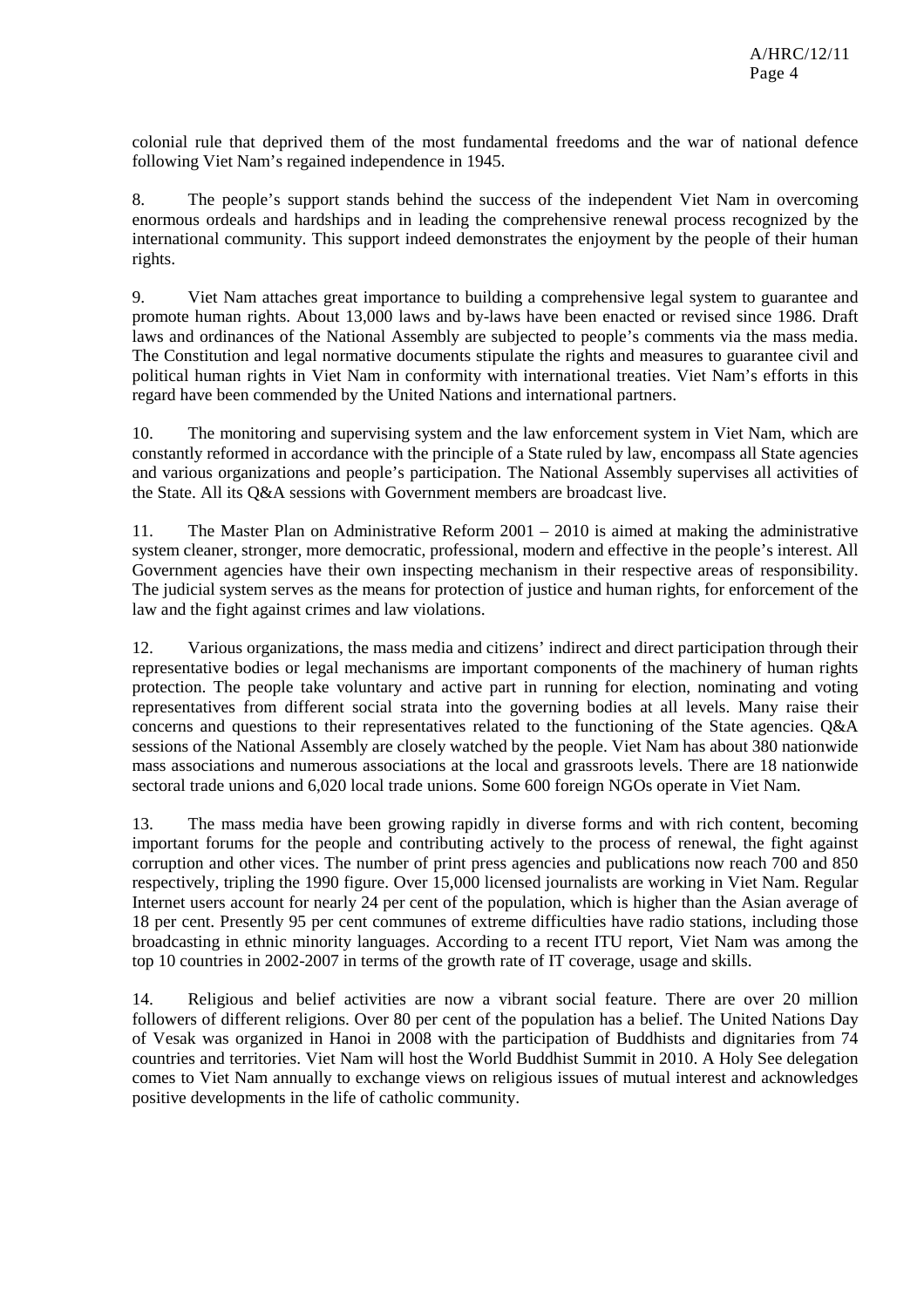colonial rule that deprived them of the most fundamental freedoms and the war of national defence following Viet Nam's regained independence in 1945.

8. The people's support stands behind the success of the independent Viet Nam in overcoming enormous ordeals and hardships and in leading the comprehensive renewal process recognized by the international community. This support indeed demonstrates the enjoyment by the people of their human rights.

9. Viet Nam attaches great importance to building a comprehensive legal system to guarantee and promote human rights. About 13,000 laws and by-laws have been enacted or revised since 1986. Draft laws and ordinances of the National Assembly are subjected to people's comments via the mass media. The Constitution and legal normative documents stipulate the rights and measures to guarantee civil and political human rights in Viet Nam in conformity with international treaties. Viet Nam's efforts in this regard have been commended by the United Nations and international partners.

10. The monitoring and supervising system and the law enforcement system in Viet Nam, which are constantly reformed in accordance with the principle of a State ruled by law, encompass all State agencies and various organizations and people's participation. The National Assembly supervises all activities of the State. All its Q&A sessions with Government members are broadcast live.

11. The Master Plan on Administrative Reform 2001 – 2010 is aimed at making the administrative system cleaner, stronger, more democratic, professional, modern and effective in the people's interest. All Government agencies have their own inspecting mechanism in their respective areas of responsibility. The judicial system serves as the means for protection of justice and human rights, for enforcement of the law and the fight against crimes and law violations.

12. Various organizations, the mass media and citizens' indirect and direct participation through their representative bodies or legal mechanisms are important components of the machinery of human rights protection. The people take voluntary and active part in running for election, nominating and voting representatives from different social strata into the governing bodies at all levels. Many raise their concerns and questions to their representatives related to the functioning of the State agencies. Q&A sessions of the National Assembly are closely watched by the people. Viet Nam has about 380 nationwide mass associations and numerous associations at the local and grassroots levels. There are 18 nationwide sectoral trade unions and 6,020 local trade unions. Some 600 foreign NGOs operate in Viet Nam.

13. The mass media have been growing rapidly in diverse forms and with rich content, becoming important forums for the people and contributing actively to the process of renewal, the fight against corruption and other vices. The number of print press agencies and publications now reach 700 and 850 respectively, tripling the 1990 figure. Over 15,000 licensed journalists are working in Viet Nam. Regular Internet users account for nearly 24 per cent of the population, which is higher than the Asian average of 18 per cent. Presently 95 per cent communes of extreme difficulties have radio stations, including those broadcasting in ethnic minority languages. According to a recent ITU report, Viet Nam was among the top 10 countries in 2002-2007 in terms of the growth rate of IT coverage, usage and skills.

14. Religious and belief activities are now a vibrant social feature. There are over 20 million followers of different religions. Over 80 per cent of the population has a belief. The United Nations Day of Vesak was organized in Hanoi in 2008 with the participation of Buddhists and dignitaries from 74 countries and territories. Viet Nam will host the World Buddhist Summit in 2010. A Holy See delegation comes to Viet Nam annually to exchange views on religious issues of mutual interest and acknowledges positive developments in the life of catholic community.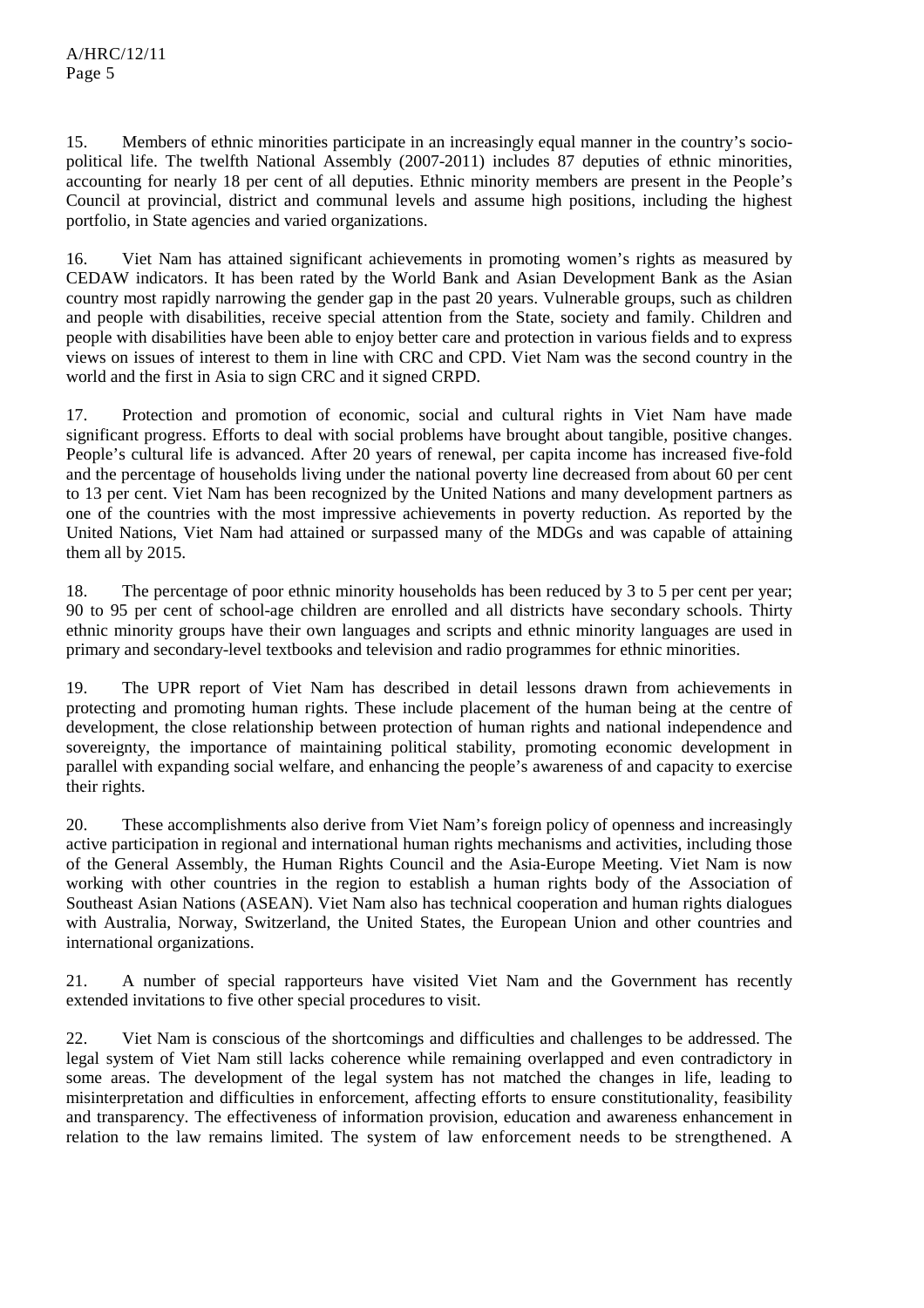15. Members of ethnic minorities participate in an increasingly equal manner in the country's socio-political life. The twelfth National Assembly (2007-2011) includes 87 deputies of ethnic minorities, accounting for nearly 18 per cent of all deputies. Ethnic minority members are present in the People's Council at provincial, district and communal levels and assume high positions, including the highest portfolio, in State agencies and varied organizations.

16. Viet Nam has attained significant achievements in promoting women's rights as measured by CEDAW indicators. It has been rated by the World Bank and Asian Development Bank as the Asian country most rapidly narrowing the gender gap in the past 20 years. Vulnerable groups, such as children and people with disabilities, receive special attention from the State, society and family. Children and people with disabilities have been able to enjoy better care and protection in various fields and to express views on issues of interest to them in line with CRC and CPD. Viet Nam was the second country in the world and the first in Asia to sign CRC and it signed CRPD.

17. Protection and promotion of economic, social and cultural rights in Viet Nam have made significant progress. Efforts to deal with social problems have brought about tangible, positive changes. People's cultural life is advanced. After 20 years of renewal, per capita income has increased five-fold and the percentage of households living under the national poverty line decreased from about 60 per cent to 13 per cent. Viet Nam has been recognized by the United Nations and many development partners as one of the countries with the most impressive achievements in poverty reduction. As reported by the United Nations, Viet Nam had attained or surpassed many of the MDGs and was capable of attaining them all by 2015.

18. The percentage of poor ethnic minority households has been reduced by 3 to 5 per cent per year; 90 to 95 per cent of school-age children are enrolled and all districts have secondary schools. Thirty ethnic minority groups have their own languages and scripts and ethnic minority languages are used in primary and secondary-level textbooks and television and radio programmes for ethnic minorities.

19. The UPR report of Viet Nam has described in detail lessons drawn from achievements in protecting and promoting human rights. These include placement of the human being at the centre of development, the close relationship between protection of human rights and national independence and sovereignty, the importance of maintaining political stability, promoting economic development in parallel with expanding social welfare, and enhancing the people's awareness of and capacity to exercise their rights.

20. These accomplishments also derive from Viet Nam's foreign policy of openness and increasingly active participation in regional and international human rights mechanisms and activities, including those of the General Assembly, the Human Rights Council and the Asia-Europe Meeting. Viet Nam is now working with other countries in the region to establish a human rights body of the Association of Southeast Asian Nations (ASEAN). Viet Nam also has technical cooperation and human rights dialogues with Australia, Norway, Switzerland, the United States, the European Union and other countries and international organizations.

21. A number of special rapporteurs have visited Viet Nam and the Government has recently extended invitations to five other special procedures to visit.

22. Viet Nam is conscious of the shortcomings and difficulties and challenges to be addressed. The legal system of Viet Nam still lacks coherence while remaining overlapped and even contradictory in some areas. The development of the legal system has not matched the changes in life, leading to misinterpretation and difficulties in enforcement, affecting efforts to ensure constitutionality, feasibility and transparency. The effectiveness of information provision, education and awareness enhancement in relation to the law remains limited. The system of law enforcement needs to be strengthened. A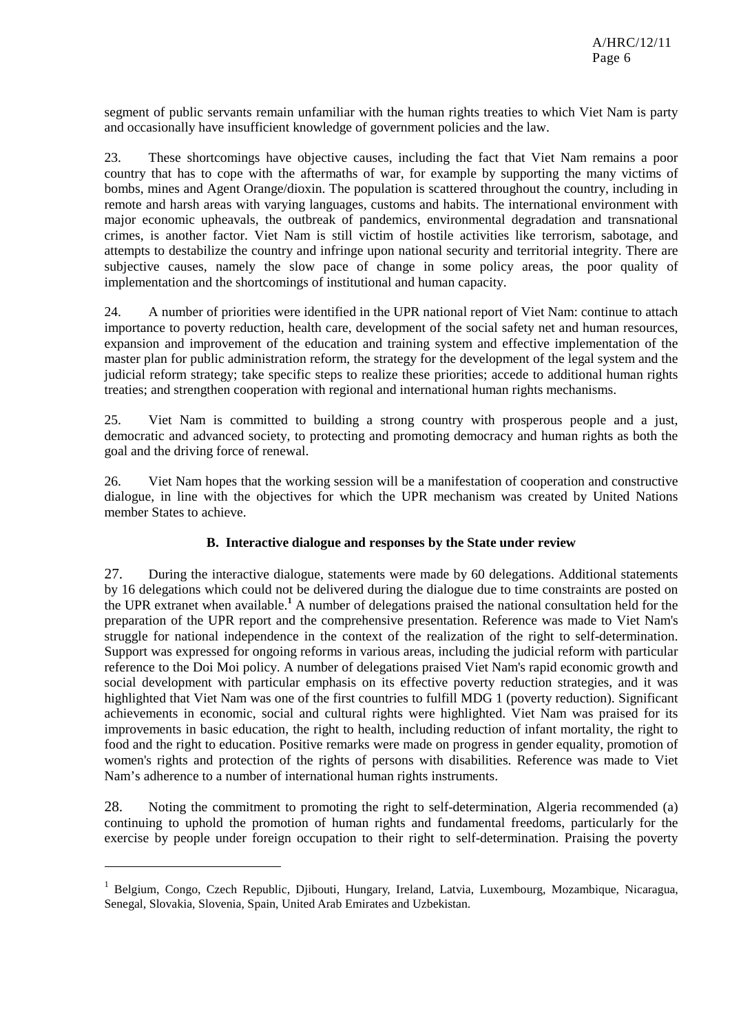segment of public servants remain unfamiliar with the human rights treaties to which Viet Nam is party and occasionally have insufficient knowledge of government policies and the law.

23. These shortcomings have objective causes, including the fact that Viet Nam remains a poor country that has to cope with the aftermaths of war, for example by supporting the many victims of bombs, mines and Agent Orange/dioxin. The population is scattered throughout the country, including in remote and harsh areas with varying languages, customs and habits. The international environment with major economic upheavals, the outbreak of pandemics, environmental degradation and transnational crimes, is another factor. Viet Nam is still victim of hostile activities like terrorism, sabotage, and attempts to destabilize the country and infringe upon national security and territorial integrity. There are subjective causes, namely the slow pace of change in some policy areas, the poor quality of implementation and the shortcomings of institutional and human capacity.

24. A number of priorities were identified in the UPR national report of Viet Nam: continue to attach importance to poverty reduction, health care, development of the social safety net and human resources, expansion and improvement of the education and training system and effective implementation of the master plan for public administration reform, the strategy for the development of the legal system and the judicial reform strategy; take specific steps to realize these priorities; accede to additional human rights treaties; and strengthen cooperation with regional and international human rights mechanisms.

25. Viet Nam is committed to building a strong country with prosperous people and a just, democratic and advanced society, to protecting and promoting democracy and human rights as both the goal and the driving force of renewal.

26. Viet Nam hopes that the working session will be a manifestation of cooperation and constructive dialogue, in line with the objectives for which the UPR mechanism was created by United Nations member States to achieve.

### B. Interactive dialogue and responses by the State under review

27. During the interactive dialogue, statements were made by 60 delegations. Additional statements by 16 delegations which could not be delivered during the dialogue due to time constraints are posted on the UPR extranet when available.[1] A number of delegations praised the national consultation held for the preparation of the UPR report and the comprehensive presentation. Reference was made to Viet Nam's struggle for national independence in the context of the realization of the right to self-determination. Support was expressed for ongoing reforms in various areas, including the judicial reform with particular reference to the Doi Moi policy. A number of delegations praised Viet Nam's rapid economic growth and social development with particular emphasis on its effective poverty reduction strategies, and it was highlighted that Viet Nam was one of the first countries to fulfill MDG 1 (poverty reduction). Significant achievements in economic, social and cultural rights were highlighted. Viet Nam was praised for its improvements in basic education, the right to health, including reduction of infant mortality, the right to food and the right to education. Positive remarks were made on progress in gender equality, promotion of women's rights and protection of the rights of persons with disabilities. Reference was made to Viet Nam's adherence to a number of international human rights instruments.

28. Noting the commitment to promoting the right to self-determination, Algeria recommended (a) continuing to uphold the promotion of human rights and fundamental freedoms, particularly for the exercise by people under foreign occupation to their right to self-determination. Praising the poverty

---

[1] Belgium, Congo, Czech Republic, Djibouti, Hungary, Ireland, Latvia, Luxembourg, Mozambique, Nicaragua, Senegal, Slovakia, Slovenia, Spain, United Arab Emirates and Uzbekistan.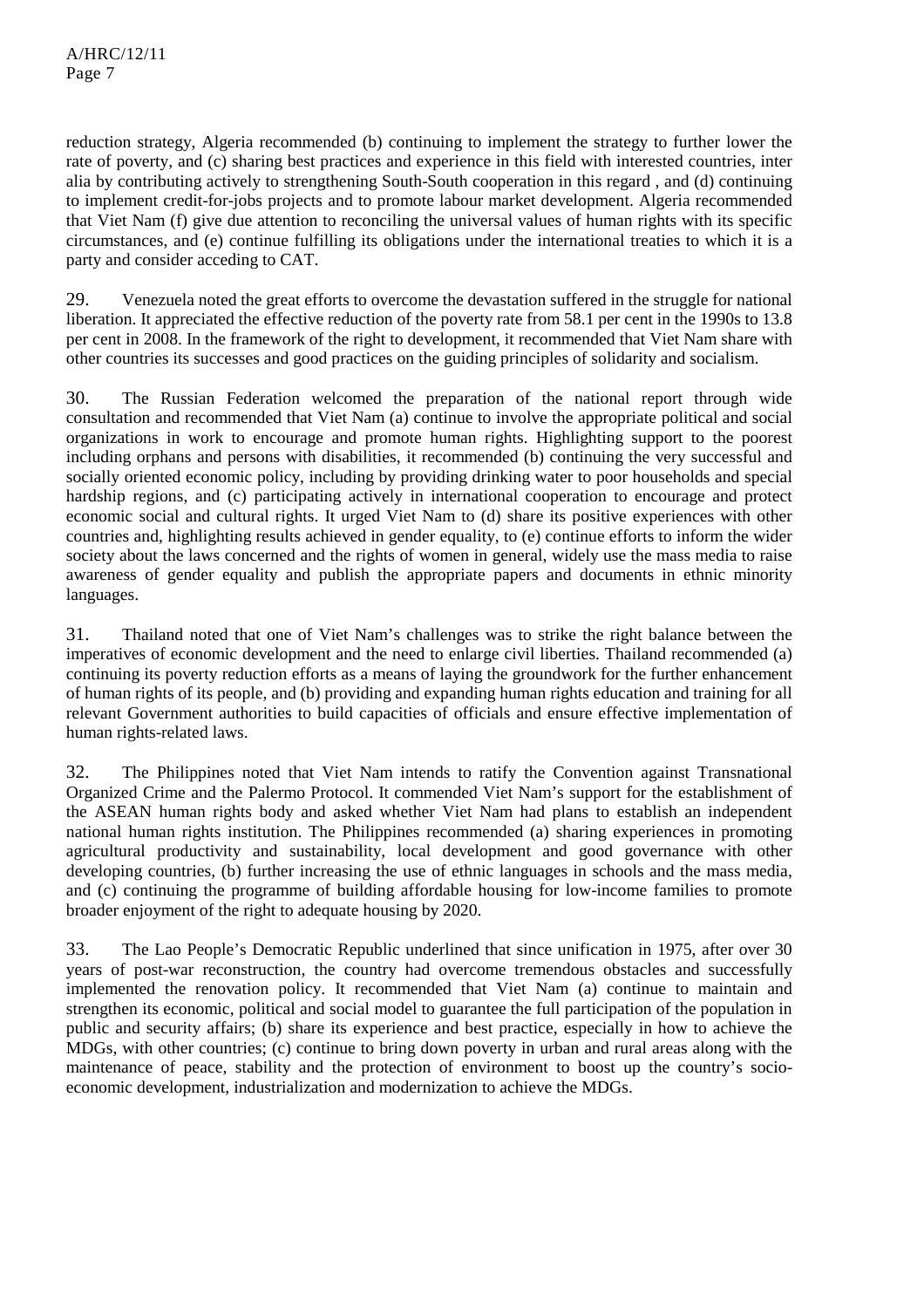reduction strategy, Algeria recommended (b) continuing to implement the strategy to further lower the rate of poverty, and (c) sharing best practices and experience in this field with interested countries, inter alia by contributing actively to strengthening South-South cooperation in this regard , and (d) continuing to implement credit-for-jobs projects and to promote labour market development. Algeria recommended that Viet Nam (f) give due attention to reconciling the universal values of human rights with its specific circumstances, and (e) continue fulfilling its obligations under the international treaties to which it is a party and consider acceding to CAT.

29. Venezuela noted the great efforts to overcome the devastation suffered in the struggle for national liberation. It appreciated the effective reduction of the poverty rate from 58.1 per cent in the 1990s to 13.8 per cent in 2008. In the framework of the right to development, it recommended that Viet Nam share with other countries its successes and good practices on the guiding principles of solidarity and socialism.

30. The Russian Federation welcomed the preparation of the national report through wide consultation and recommended that Viet Nam (a) continue to involve the appropriate political and social organizations in work to encourage and promote human rights. Highlighting support to the poorest including orphans and persons with disabilities, it recommended (b) continuing the very successful and socially oriented economic policy, including by providing drinking water to poor households and special hardship regions, and (c) participating actively in international cooperation to encourage and protect economic social and cultural rights. It urged Viet Nam to (d) share its positive experiences with other countries and, highlighting results achieved in gender equality, to (e) continue efforts to inform the wider society about the laws concerned and the rights of women in general, widely use the mass media to raise awareness of gender equality and publish the appropriate papers and documents in ethnic minority languages.

31. Thailand noted that one of Viet Nam's challenges was to strike the right balance between the imperatives of economic development and the need to enlarge civil liberties. Thailand recommended (a) continuing its poverty reduction efforts as a means of laying the groundwork for the further enhancement of human rights of its people, and (b) providing and expanding human rights education and training for all relevant Government authorities to build capacities of officials and ensure effective implementation of human rights-related laws.

32. The Philippines noted that Viet Nam intends to ratify the Convention against Transnational Organized Crime and the Palermo Protocol. It commended Viet Nam's support for the establishment of the ASEAN human rights body and asked whether Viet Nam had plans to establish an independent national human rights institution. The Philippines recommended (a) sharing experiences in promoting agricultural productivity and sustainability, local development and good governance with other developing countries, (b) further increasing the use of ethnic languages in schools and the mass media, and (c) continuing the programme of building affordable housing for low-income families to promote broader enjoyment of the right to adequate housing by 2020.

33. The Lao People's Democratic Republic underlined that since unification in 1975, after over 30 years of post-war reconstruction, the country had overcome tremendous obstacles and successfully implemented the renovation policy. It recommended that Viet Nam (a) continue to maintain and strengthen its economic, political and social model to guarantee the full participation of the population in public and security affairs; (b) share its experience and best practice, especially in how to achieve the MDGs, with other countries; (c) continue to bring down poverty in urban and rural areas along with the maintenance of peace, stability and the protection of environment to boost up the country's socio-economic development, industrialization and modernization to achieve the MDGs.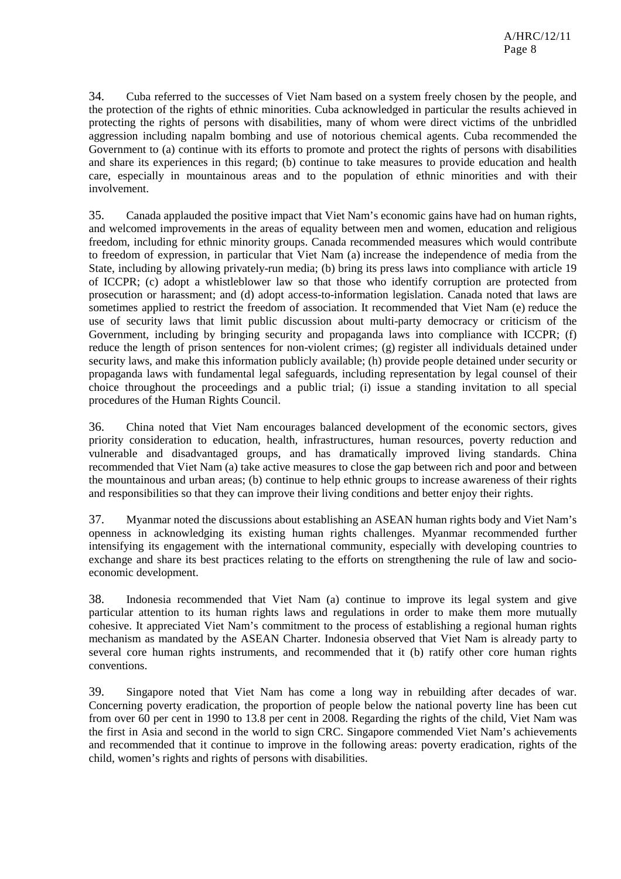34. Cuba referred to the successes of Viet Nam based on a system freely chosen by the people, and the protection of the rights of ethnic minorities. Cuba acknowledged in particular the results achieved in protecting the rights of persons with disabilities, many of whom were direct victims of the unbridled aggression including napalm bombing and use of notorious chemical agents. Cuba recommended the Government to (a) continue with its efforts to promote and protect the rights of persons with disabilities and share its experiences in this regard; (b) continue to take measures to provide education and health care, especially in mountainous areas and to the population of ethnic minorities and with their involvement.

35. Canada applauded the positive impact that Viet Nam's economic gains have had on human rights, and welcomed improvements in the areas of equality between men and women, education and religious freedom, including for ethnic minority groups. Canada recommended measures which would contribute to freedom of expression, in particular that Viet Nam (a) increase the independence of media from the State, including by allowing privately-run media; (b) bring its press laws into compliance with article 19 of ICCPR; (c) adopt a whistleblower law so that those who identify corruption are protected from prosecution or harassment; and (d) adopt access-to-information legislation. Canada noted that laws are sometimes applied to restrict the freedom of association. It recommended that Viet Nam (e) reduce the use of security laws that limit public discussion about multi-party democracy or criticism of the Government, including by bringing security and propaganda laws into compliance with ICCPR; (f) reduce the length of prison sentences for non-violent crimes; (g) register all individuals detained under security laws, and make this information publicly available; (h) provide people detained under security or propaganda laws with fundamental legal safeguards, including representation by legal counsel of their choice throughout the proceedings and a public trial; (i) issue a standing invitation to all special procedures of the Human Rights Council.

36. China noted that Viet Nam encourages balanced development of the economic sectors, gives priority consideration to education, health, infrastructures, human resources, poverty reduction and vulnerable and disadvantaged groups, and has dramatically improved living standards. China recommended that Viet Nam (a) take active measures to close the gap between rich and poor and between the mountainous and urban areas; (b) continue to help ethnic groups to increase awareness of their rights and responsibilities so that they can improve their living conditions and better enjoy their rights.

37. Myanmar noted the discussions about establishing an ASEAN human rights body and Viet Nam's openness in acknowledging its existing human rights challenges. Myanmar recommended further intensifying its engagement with the international community, especially with developing countries to exchange and share its best practices relating to the efforts on strengthening the rule of law and socio-economic development.

38. Indonesia recommended that Viet Nam (a) continue to improve its legal system and give particular attention to its human rights laws and regulations in order to make them more mutually cohesive. It appreciated Viet Nam's commitment to the process of establishing a regional human rights mechanism as mandated by the ASEAN Charter. Indonesia observed that Viet Nam is already party to several core human rights instruments, and recommended that it (b) ratify other core human rights conventions.

39. Singapore noted that Viet Nam has come a long way in rebuilding after decades of war. Concerning poverty eradication, the proportion of people below the national poverty line has been cut from over 60 per cent in 1990 to 13.8 per cent in 2008. Regarding the rights of the child, Viet Nam was the first in Asia and second in the world to sign CRC. Singapore commended Viet Nam's achievements and recommended that it continue to improve in the following areas: poverty eradication, rights of the child, women's rights and rights of persons with disabilities.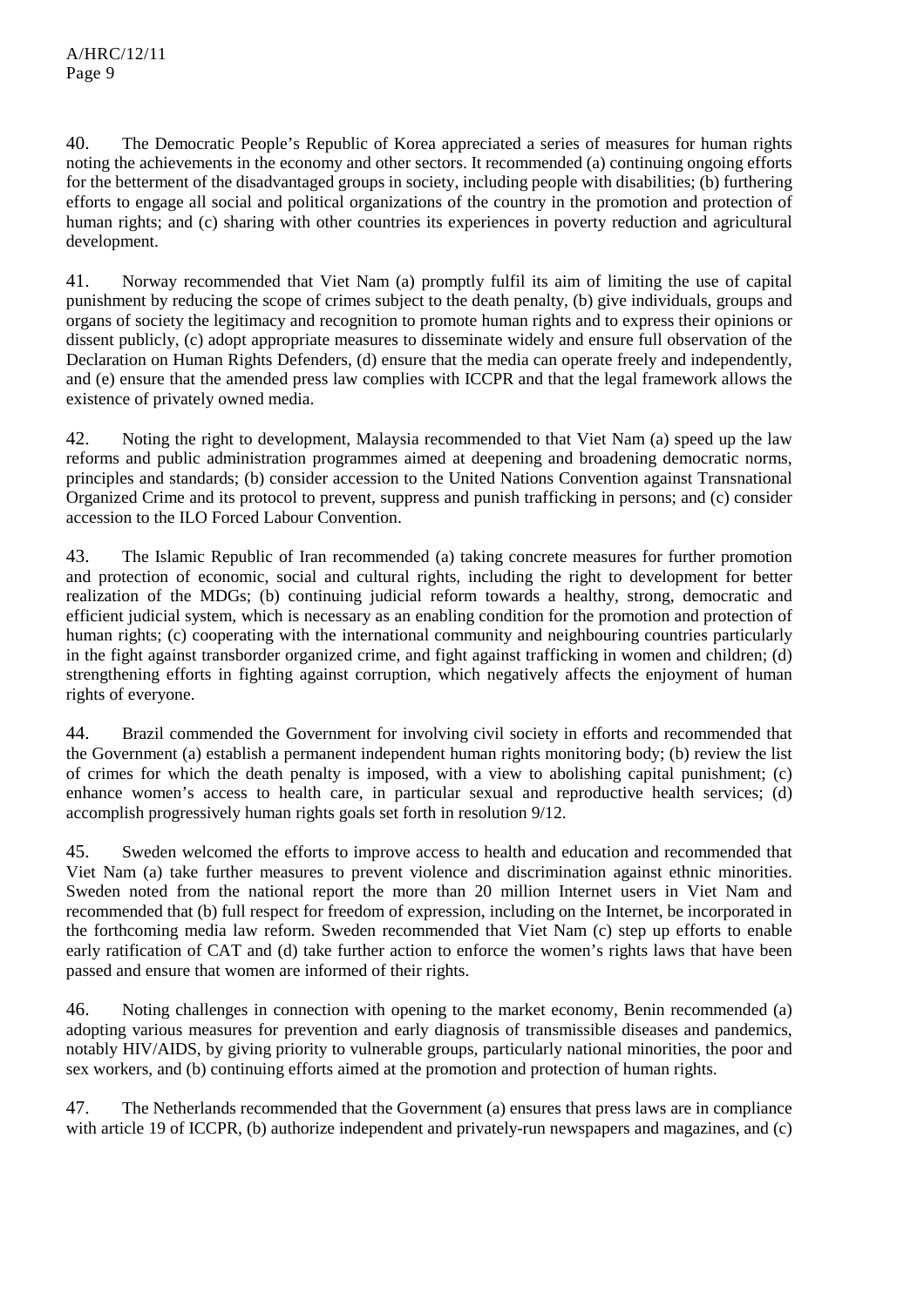40. The Democratic People's Republic of Korea appreciated a series of measures for human rights noting the achievements in the economy and other sectors. It recommended (a) continuing ongoing efforts for the betterment of the disadvantaged groups in society, including people with disabilities; (b) furthering efforts to engage all social and political organizations of the country in the promotion and protection of human rights; and (c) sharing with other countries its experiences in poverty reduction and agricultural development.

41. Norway recommended that Viet Nam (a) promptly fulfil its aim of limiting the use of capital punishment by reducing the scope of crimes subject to the death penalty, (b) give individuals, groups and organs of society the legitimacy and recognition to promote human rights and to express their opinions or dissent publicly, (c) adopt appropriate measures to disseminate widely and ensure full observation of the Declaration on Human Rights Defenders, (d) ensure that the media can operate freely and independently, and (e) ensure that the amended press law complies with ICCPR and that the legal framework allows the existence of privately owned media.

42. Noting the right to development, Malaysia recommended to that Viet Nam (a) speed up the law reforms and public administration programmes aimed at deepening and broadening democratic norms, principles and standards; (b) consider accession to the United Nations Convention against Transnational Organized Crime and its protocol to prevent, suppress and punish trafficking in persons; and (c) consider accession to the ILO Forced Labour Convention.

43. The Islamic Republic of Iran recommended (a) taking concrete measures for further promotion and protection of economic, social and cultural rights, including the right to development for better realization of the MDGs; (b) continuing judicial reform towards a healthy, strong, democratic and efficient judicial system, which is necessary as an enabling condition for the promotion and protection of human rights; (c) cooperating with the international community and neighbouring countries particularly in the fight against transborder organized crime, and fight against trafficking in women and children; (d) strengthening efforts in fighting against corruption, which negatively affects the enjoyment of human rights of everyone.

44. Brazil commended the Government for involving civil society in efforts and recommended that the Government (a) establish a permanent independent human rights monitoring body; (b) review the list of crimes for which the death penalty is imposed, with a view to abolishing capital punishment; (c) enhance women's access to health care, in particular sexual and reproductive health services; (d) accomplish progressively human rights goals set forth in resolution 9/12.

45. Sweden welcomed the efforts to improve access to health and education and recommended that Viet Nam (a) take further measures to prevent violence and discrimination against ethnic minorities. Sweden noted from the national report the more than 20 million Internet users in Viet Nam and recommended that (b) full respect for freedom of expression, including on the Internet, be incorporated in the forthcoming media law reform. Sweden recommended that Viet Nam (c) step up efforts to enable early ratification of CAT and (d) take further action to enforce the women's rights laws that have been passed and ensure that women are informed of their rights.

46. Noting challenges in connection with opening to the market economy, Benin recommended (a) adopting various measures for prevention and early diagnosis of transmissible diseases and pandemics, notably HIV/AIDS, by giving priority to vulnerable groups, particularly national minorities, the poor and sex workers, and (b) continuing efforts aimed at the promotion and protection of human rights.

47. The Netherlands recommended that the Government (a) ensures that press laws are in compliance with article 19 of ICCPR, (b) authorize independent and privately-run newspapers and magazines, and (c)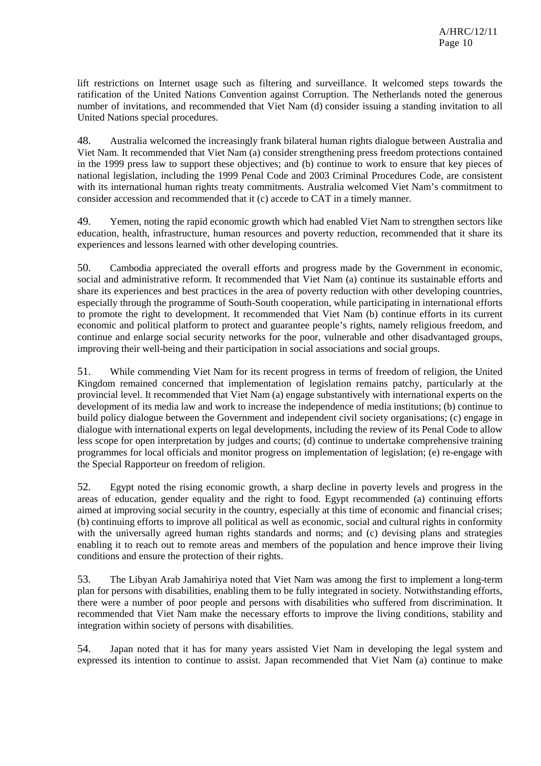lift restrictions on Internet usage such as filtering and surveillance. It welcomed steps towards the ratification of the United Nations Convention against Corruption. The Netherlands noted the generous number of invitations, and recommended that Viet Nam (d) consider issuing a standing invitation to all United Nations special procedures.

48. Australia welcomed the increasingly frank bilateral human rights dialogue between Australia and Viet Nam. It recommended that Viet Nam (a) consider strengthening press freedom protections contained in the 1999 press law to support these objectives; and (b) continue to work to ensure that key pieces of national legislation, including the 1999 Penal Code and 2003 Criminal Procedures Code, are consistent with its international human rights treaty commitments. Australia welcomed Viet Nam's commitment to consider accession and recommended that it (c) accede to CAT in a timely manner.

49. Yemen, noting the rapid economic growth which had enabled Viet Nam to strengthen sectors like education, health, infrastructure, human resources and poverty reduction, recommended that it share its experiences and lessons learned with other developing countries.

50. Cambodia appreciated the overall efforts and progress made by the Government in economic, social and administrative reform. It recommended that Viet Nam (a) continue its sustainable efforts and share its experiences and best practices in the area of poverty reduction with other developing countries, especially through the programme of South-South cooperation, while participating in international efforts to promote the right to development. It recommended that Viet Nam (b) continue efforts in its current economic and political platform to protect and guarantee people's rights, namely religious freedom, and continue and enlarge social security networks for the poor, vulnerable and other disadvantaged groups, improving their well-being and their participation in social associations and social groups.

51. While commending Viet Nam for its recent progress in terms of freedom of religion, the United Kingdom remained concerned that implementation of legislation remains patchy, particularly at the provincial level. It recommended that Viet Nam (a) engage substantively with international experts on the development of its media law and work to increase the independence of media institutions; (b) continue to build policy dialogue between the Government and independent civil society organisations; (c) engage in dialogue with international experts on legal developments, including the review of its Penal Code to allow less scope for open interpretation by judges and courts; (d) continue to undertake comprehensive training programmes for local officials and monitor progress on implementation of legislation; (e) re-engage with the Special Rapporteur on freedom of religion.

52. Egypt noted the rising economic growth, a sharp decline in poverty levels and progress in the areas of education, gender equality and the right to food. Egypt recommended (a) continuing efforts aimed at improving social security in the country, especially at this time of economic and financial crises; (b) continuing efforts to improve all political as well as economic, social and cultural rights in conformity with the universally agreed human rights standards and norms; and (c) devising plans and strategies enabling it to reach out to remote areas and members of the population and hence improve their living conditions and ensure the protection of their rights.

53. The Libyan Arab Jamahiriya noted that Viet Nam was among the first to implement a long-term plan for persons with disabilities, enabling them to be fully integrated in society. Notwithstanding efforts, there were a number of poor people and persons with disabilities who suffered from discrimination. It recommended that Viet Nam make the necessary efforts to improve the living conditions, stability and integration within society of persons with disabilities.

54. Japan noted that it has for many years assisted Viet Nam in developing the legal system and expressed its intention to continue to assist. Japan recommended that Viet Nam (a) continue to make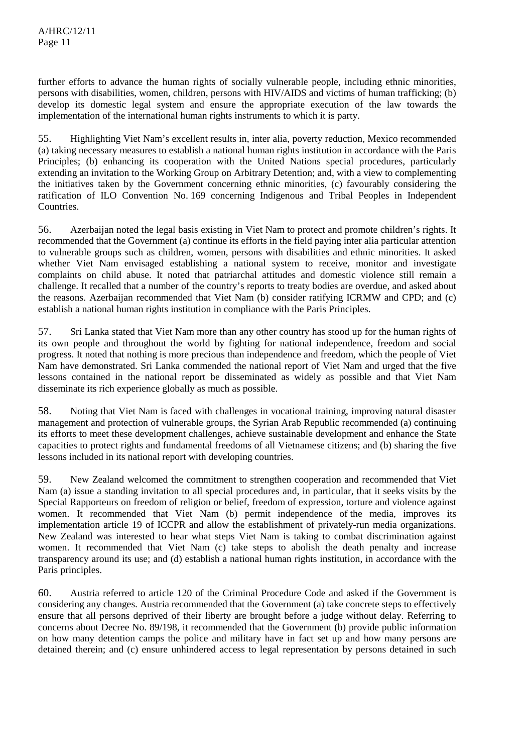further efforts to advance the human rights of socially vulnerable people, including ethnic minorities, persons with disabilities, women, children, persons with HIV/AIDS and victims of human trafficking; (b) develop its domestic legal system and ensure the appropriate execution of the law towards the implementation of the international human rights instruments to which it is party.

55. Highlighting Viet Nam's excellent results in, inter alia, poverty reduction, Mexico recommended (a) taking necessary measures to establish a national human rights institution in accordance with the Paris Principles; (b) enhancing its cooperation with the United Nations special procedures, particularly extending an invitation to the Working Group on Arbitrary Detention; and, with a view to complementing the initiatives taken by the Government concerning ethnic minorities, (c) favourably considering the ratification of ILO Convention No. 169 concerning Indigenous and Tribal Peoples in Independent Countries.

56. Azerbaijan noted the legal basis existing in Viet Nam to protect and promote children's rights. It recommended that the Government (a) continue its efforts in the field paying inter alia particular attention to vulnerable groups such as children, women, persons with disabilities and ethnic minorities. It asked whether Viet Nam envisaged establishing a national system to receive, monitor and investigate complaints on child abuse. It noted that patriarchal attitudes and domestic violence still remain a challenge. It recalled that a number of the country's reports to treaty bodies are overdue, and asked about the reasons. Azerbaijan recommended that Viet Nam (b) consider ratifying ICRMW and CPD; and (c) establish a national human rights institution in compliance with the Paris Principles.

57. Sri Lanka stated that Viet Nam more than any other country has stood up for the human rights of its own people and throughout the world by fighting for national independence, freedom and social progress. It noted that nothing is more precious than independence and freedom, which the people of Viet Nam have demonstrated. Sri Lanka commended the national report of Viet Nam and urged that the five lessons contained in the national report be disseminated as widely as possible and that Viet Nam disseminate its rich experience globally as much as possible.

58. Noting that Viet Nam is faced with challenges in vocational training, improving natural disaster management and protection of vulnerable groups, the Syrian Arab Republic recommended (a) continuing its efforts to meet these development challenges, achieve sustainable development and enhance the State capacities to protect rights and fundamental freedoms of all Vietnamese citizens; and (b) sharing the five lessons included in its national report with developing countries.

59. New Zealand welcomed the commitment to strengthen cooperation and recommended that Viet Nam (a) issue a standing invitation to all special procedures and, in particular, that it seeks visits by the Special Rapporteurs on freedom of religion or belief, freedom of expression, torture and violence against women. It recommended that Viet Nam (b) permit independence of the media, improves its implementation article 19 of ICCPR and allow the establishment of privately-run media organizations. New Zealand was interested to hear what steps Viet Nam is taking to combat discrimination against women. It recommended that Viet Nam (c) take steps to abolish the death penalty and increase transparency around its use; and (d) establish a national human rights institution, in accordance with the Paris principles.

60. Austria referred to article 120 of the Criminal Procedure Code and asked if the Government is considering any changes. Austria recommended that the Government (a) take concrete steps to effectively ensure that all persons deprived of their liberty are brought before a judge without delay. Referring to concerns about Decree No. 89/198, it recommended that the Government (b) provide public information on how many detention camps the police and military have in fact set up and how many persons are detained therein; and (c) ensure unhindered access to legal representation by persons detained in such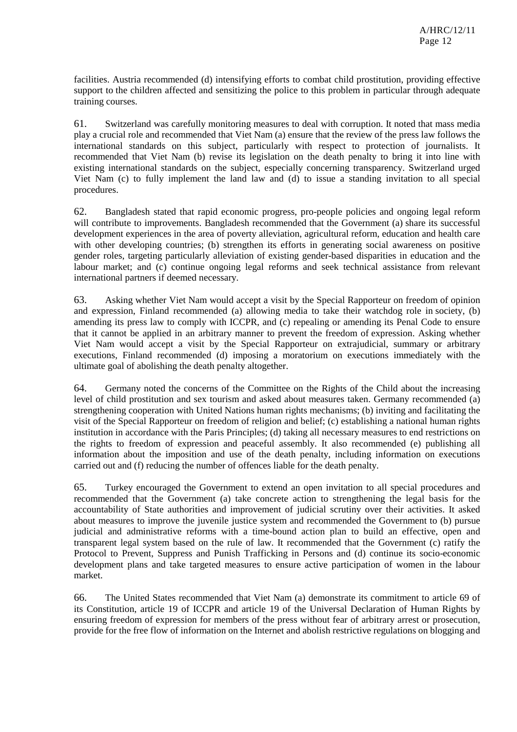facilities. Austria recommended (d) intensifying efforts to combat child prostitution, providing effective support to the children affected and sensitizing the police to this problem in particular through adequate training courses.

61. Switzerland was carefully monitoring measures to deal with corruption. It noted that mass media play a crucial role and recommended that Viet Nam (a) ensure that the review of the press law follows the international standards on this subject, particularly with respect to protection of journalists. It recommended that Viet Nam (b) revise its legislation on the death penalty to bring it into line with existing international standards on the subject, especially concerning transparency. Switzerland urged Viet Nam (c) to fully implement the land law and (d) to issue a standing invitation to all special procedures.

62. Bangladesh stated that rapid economic progress, pro-people policies and ongoing legal reform will contribute to improvements. Bangladesh recommended that the Government (a) share its successful development experiences in the area of poverty alleviation, agricultural reform, education and health care with other developing countries; (b) strengthen its efforts in generating social awareness on positive gender roles, targeting particularly alleviation of existing gender-based disparities in education and the labour market; and (c) continue ongoing legal reforms and seek technical assistance from relevant international partners if deemed necessary.

63. Asking whether Viet Nam would accept a visit by the Special Rapporteur on freedom of opinion and expression, Finland recommended (a) allowing media to take their watchdog role in society, (b) amending its press law to comply with ICCPR, and (c) repealing or amending its Penal Code to ensure that it cannot be applied in an arbitrary manner to prevent the freedom of expression. Asking whether Viet Nam would accept a visit by the Special Rapporteur on extrajudicial, summary or arbitrary executions, Finland recommended (d) imposing a moratorium on executions immediately with the ultimate goal of abolishing the death penalty altogether.

64. Germany noted the concerns of the Committee on the Rights of the Child about the increasing level of child prostitution and sex tourism and asked about measures taken. Germany recommended (a) strengthening cooperation with United Nations human rights mechanisms; (b) inviting and facilitating the visit of the Special Rapporteur on freedom of religion and belief; (c) establishing a national human rights institution in accordance with the Paris Principles; (d) taking all necessary measures to end restrictions on the rights to freedom of expression and peaceful assembly. It also recommended (e) publishing all information about the imposition and use of the death penalty, including information on executions carried out and (f) reducing the number of offences liable for the death penalty.

65. Turkey encouraged the Government to extend an open invitation to all special procedures and recommended that the Government (a) take concrete action to strengthening the legal basis for the accountability of State authorities and improvement of judicial scrutiny over their activities. It asked about measures to improve the juvenile justice system and recommended the Government to (b) pursue judicial and administrative reforms with a time-bound action plan to build an effective, open and transparent legal system based on the rule of law. It recommended that the Government (c) ratify the Protocol to Prevent, Suppress and Punish Trafficking in Persons and (d) continue its socio-economic development plans and take targeted measures to ensure active participation of women in the labour market.

66. The United States recommended that Viet Nam (a) demonstrate its commitment to article 69 of its Constitution, article 19 of ICCPR and article 19 of the Universal Declaration of Human Rights by ensuring freedom of expression for members of the press without fear of arbitrary arrest or prosecution, provide for the free flow of information on the Internet and abolish restrictive regulations on blogging and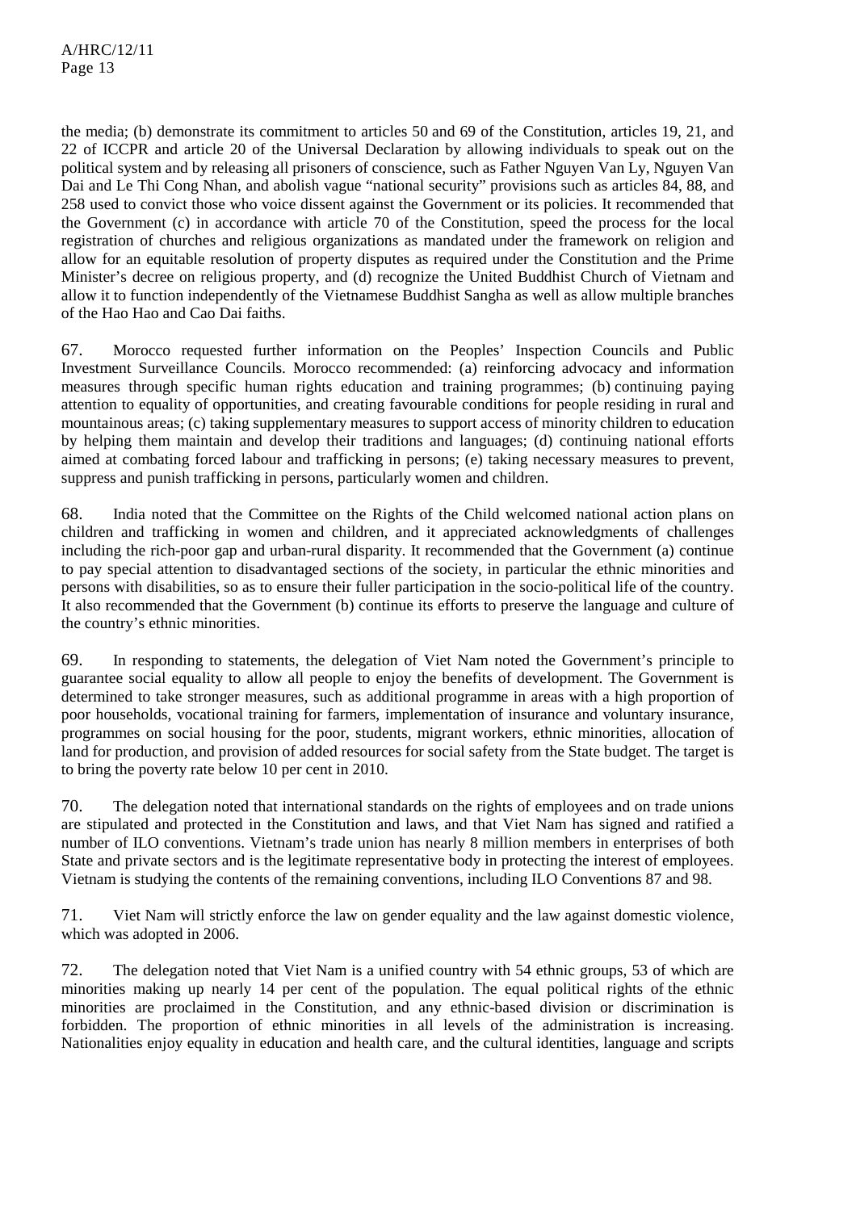the media; (b) demonstrate its commitment to articles 50 and 69 of the Constitution, articles 19, 21, and 22 of ICCPR and article 20 of the Universal Declaration by allowing individuals to speak out on the political system and by releasing all prisoners of conscience, such as Father Nguyen Van Ly, Nguyen Van Dai and Le Thi Cong Nhan, and abolish vague "national security" provisions such as articles 84, 88, and 258 used to convict those who voice dissent against the Government or its policies. It recommended that the Government (c) in accordance with article 70 of the Constitution, speed the process for the local registration of churches and religious organizations as mandated under the framework on religion and allow for an equitable resolution of property disputes as required under the Constitution and the Prime Minister's decree on religious property, and (d) recognize the United Buddhist Church of Vietnam and allow it to function independently of the Vietnamese Buddhist Sangha as well as allow multiple branches of the Hao Hao and Cao Dai faiths.

67. Morocco requested further information on the Peoples' Inspection Councils and Public Investment Surveillance Councils. Morocco recommended: (a) reinforcing advocacy and information measures through specific human rights education and training programmes; (b) continuing paying attention to equality of opportunities, and creating favourable conditions for people residing in rural and mountainous areas; (c) taking supplementary measures to support access of minority children to education by helping them maintain and develop their traditions and languages; (d) continuing national efforts aimed at combating forced labour and trafficking in persons; (e) taking necessary measures to prevent, suppress and punish trafficking in persons, particularly women and children.

68. India noted that the Committee on the Rights of the Child welcomed national action plans on children and trafficking in women and children, and it appreciated acknowledgments of challenges including the rich-poor gap and urban-rural disparity. It recommended that the Government (a) continue to pay special attention to disadvantaged sections of the society, in particular the ethnic minorities and persons with disabilities, so as to ensure their fuller participation in the socio-political life of the country. It also recommended that the Government (b) continue its efforts to preserve the language and culture of the country's ethnic minorities.

69. In responding to statements, the delegation of Viet Nam noted the Government's principle to guarantee social equality to allow all people to enjoy the benefits of development. The Government is determined to take stronger measures, such as additional programme in areas with a high proportion of poor households, vocational training for farmers, implementation of insurance and voluntary insurance, programmes on social housing for the poor, students, migrant workers, ethnic minorities, allocation of land for production, and provision of added resources for social safety from the State budget. The target is to bring the poverty rate below 10 per cent in 2010.

70. The delegation noted that international standards on the rights of employees and on trade unions are stipulated and protected in the Constitution and laws, and that Viet Nam has signed and ratified a number of ILO conventions. Vietnam's trade union has nearly 8 million members in enterprises of both State and private sectors and is the legitimate representative body in protecting the interest of employees. Vietnam is studying the contents of the remaining conventions, including ILO Conventions 87 and 98.

71. Viet Nam will strictly enforce the law on gender equality and the law against domestic violence, which was adopted in 2006.

72. The delegation noted that Viet Nam is a unified country with 54 ethnic groups, 53 of which are minorities making up nearly 14 per cent of the population. The equal political rights of the ethnic minorities are proclaimed in the Constitution, and any ethnic-based division or discrimination is forbidden. The proportion of ethnic minorities in all levels of the administration is increasing. Nationalities enjoy equality in education and health care, and the cultural identities, language and scripts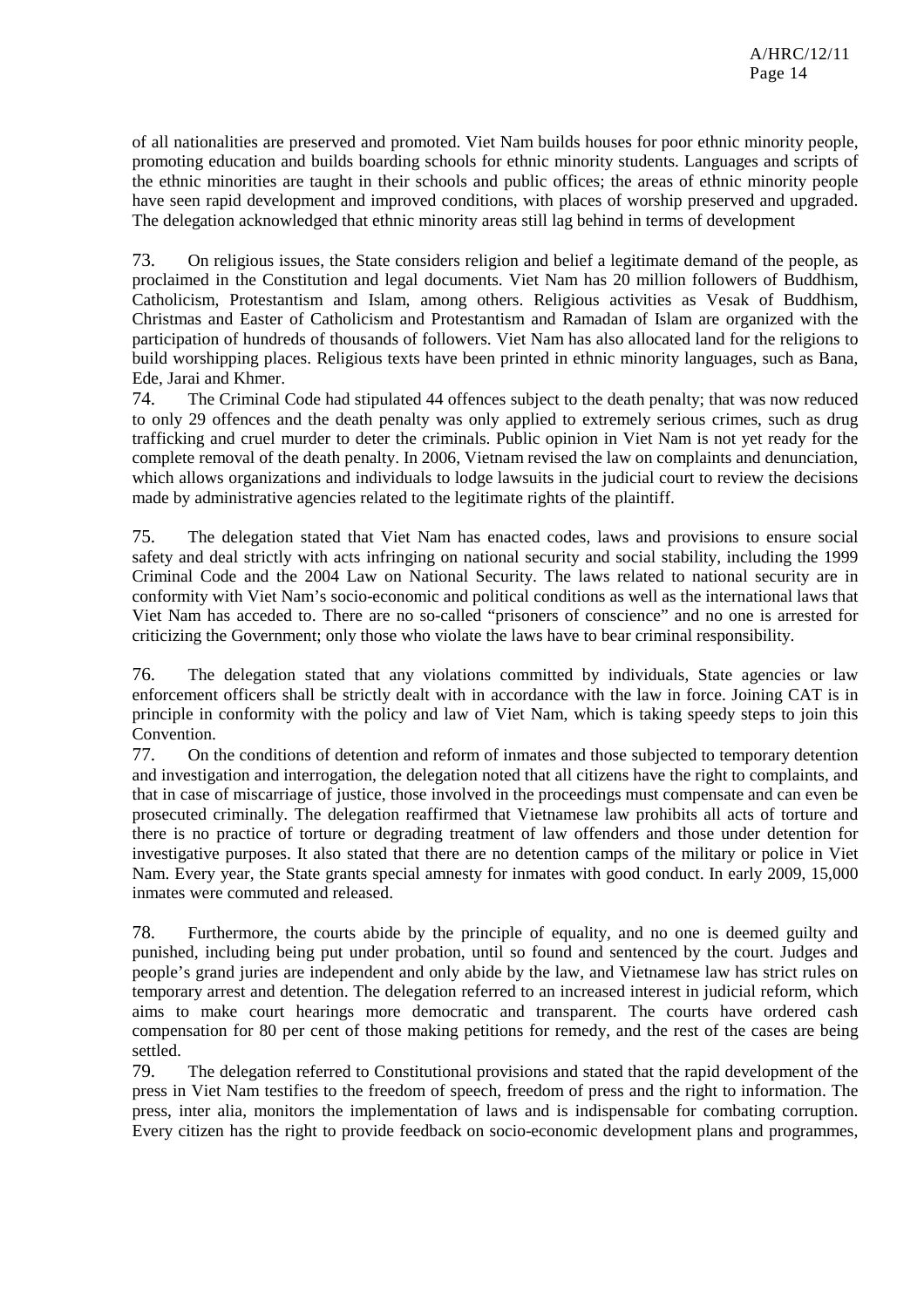of all nationalities are preserved and promoted. Viet Nam builds houses for poor ethnic minority people, promoting education and builds boarding schools for ethnic minority students. Languages and scripts of the ethnic minorities are taught in their schools and public offices; the areas of ethnic minority people have seen rapid development and improved conditions, with places of worship preserved and upgraded. The delegation acknowledged that ethnic minority areas still lag behind in terms of development

73. On religious issues, the State considers religion and belief a legitimate demand of the people, as proclaimed in the Constitution and legal documents. Viet Nam has 20 million followers of Buddhism, Catholicism, Protestantism and Islam, among others. Religious activities as Vesak of Buddhism, Christmas and Easter of Catholicism and Protestantism and Ramadan of Islam are organized with the participation of hundreds of thousands of followers. Viet Nam has also allocated land for the religions to build worshipping places. Religious texts have been printed in ethnic minority languages, such as Bana, Ede, Jarai and Khmer.

74. The Criminal Code had stipulated 44 offences subject to the death penalty; that was now reduced to only 29 offences and the death penalty was only applied to extremely serious crimes, such as drug trafficking and cruel murder to deter the criminals. Public opinion in Viet Nam is not yet ready for the complete removal of the death penalty. In 2006, Vietnam revised the law on complaints and denunciation, which allows organizations and individuals to lodge lawsuits in the judicial court to review the decisions made by administrative agencies related to the legitimate rights of the plaintiff.

75. The delegation stated that Viet Nam has enacted codes, laws and provisions to ensure social safety and deal strictly with acts infringing on national security and social stability, including the 1999 Criminal Code and the 2004 Law on National Security. The laws related to national security are in conformity with Viet Nam's socio-economic and political conditions as well as the international laws that Viet Nam has acceded to. There are no so-called "prisoners of conscience" and no one is arrested for criticizing the Government; only those who violate the laws have to bear criminal responsibility.

76. The delegation stated that any violations committed by individuals, State agencies or law enforcement officers shall be strictly dealt with in accordance with the law in force. Joining CAT is in principle in conformity with the policy and law of Viet Nam, which is taking speedy steps to join this Convention.

77. On the conditions of detention and reform of inmates and those subjected to temporary detention and investigation and interrogation, the delegation noted that all citizens have the right to complaints, and that in case of miscarriage of justice, those involved in the proceedings must compensate and can even be prosecuted criminally. The delegation reaffirmed that Vietnamese law prohibits all acts of torture and there is no practice of torture or degrading treatment of law offenders and those under detention for investigative purposes. It also stated that there are no detention camps of the military or police in Viet Nam. Every year, the State grants special amnesty for inmates with good conduct. In early 2009, 15,000 inmates were commuted and released.

78. Furthermore, the courts abide by the principle of equality, and no one is deemed guilty and punished, including being put under probation, until so found and sentenced by the court. Judges and people's grand juries are independent and only abide by the law, and Vietnamese law has strict rules on temporary arrest and detention. The delegation referred to an increased interest in judicial reform, which aims to make court hearings more democratic and transparent. The courts have ordered cash compensation for 80 per cent of those making petitions for remedy, and the rest of the cases are being settled.

79. The delegation referred to Constitutional provisions and stated that the rapid development of the press in Viet Nam testifies to the freedom of speech, freedom of press and the right to information. The press, inter alia, monitors the implementation of laws and is indispensable for combating corruption. Every citizen has the right to provide feedback on socio-economic development plans and programmes,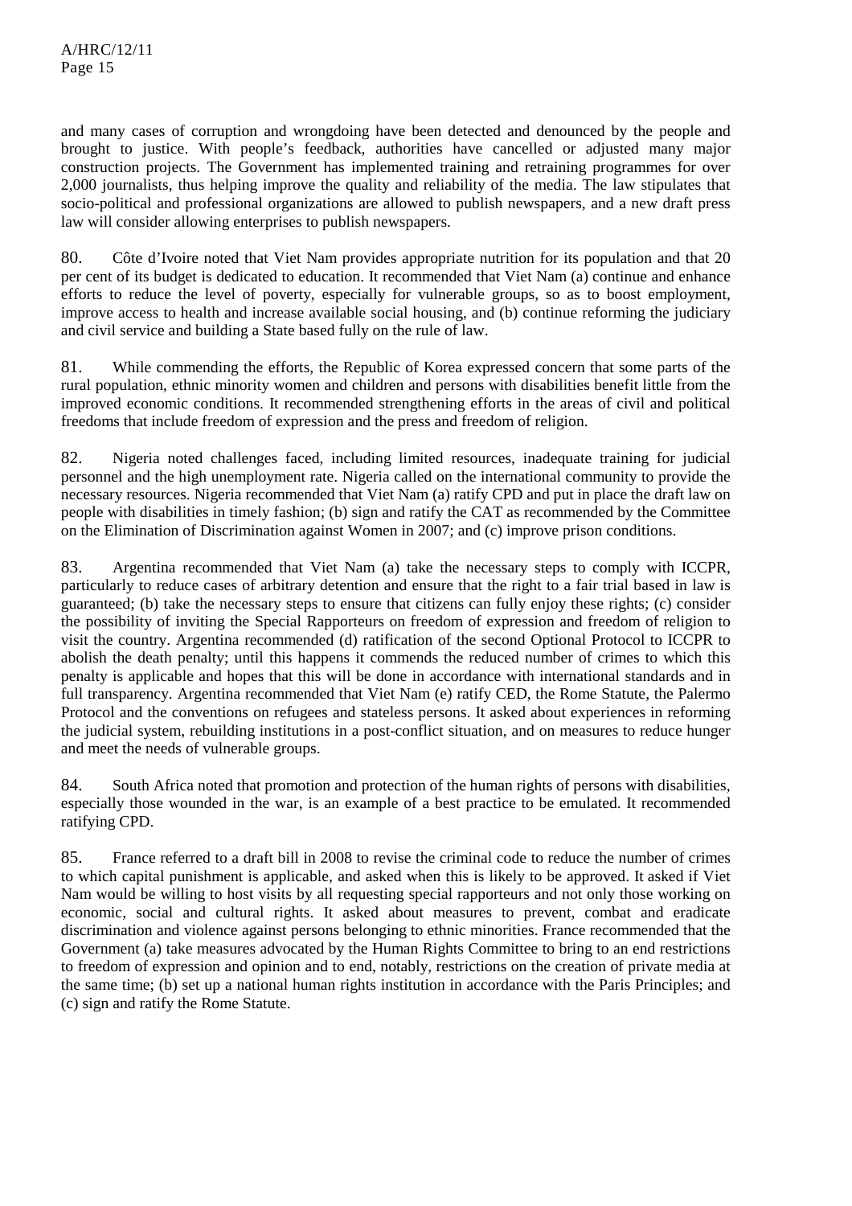and many cases of corruption and wrongdoing have been detected and denounced by the people and brought to justice. With people's feedback, authorities have cancelled or adjusted many major construction projects. The Government has implemented training and retraining programmes for over 2,000 journalists, thus helping improve the quality and reliability of the media. The law stipulates that socio-political and professional organizations are allowed to publish newspapers, and a new draft press law will consider allowing enterprises to publish newspapers.

80. Côte d'Ivoire noted that Viet Nam provides appropriate nutrition for its population and that 20 per cent of its budget is dedicated to education. It recommended that Viet Nam (a) continue and enhance efforts to reduce the level of poverty, especially for vulnerable groups, so as to boost employment, improve access to health and increase available social housing, and (b) continue reforming the judiciary and civil service and building a State based fully on the rule of law.

81. While commending the efforts, the Republic of Korea expressed concern that some parts of the rural population, ethnic minority women and children and persons with disabilities benefit little from the improved economic conditions. It recommended strengthening efforts in the areas of civil and political freedoms that include freedom of expression and the press and freedom of religion.

82. Nigeria noted challenges faced, including limited resources, inadequate training for judicial personnel and the high unemployment rate. Nigeria called on the international community to provide the necessary resources. Nigeria recommended that Viet Nam (a) ratify CPD and put in place the draft law on people with disabilities in timely fashion; (b) sign and ratify the CAT as recommended by the Committee on the Elimination of Discrimination against Women in 2007; and (c) improve prison conditions.

83. Argentina recommended that Viet Nam (a) take the necessary steps to comply with ICCPR, particularly to reduce cases of arbitrary detention and ensure that the right to a fair trial based in law is guaranteed; (b) take the necessary steps to ensure that citizens can fully enjoy these rights; (c) consider the possibility of inviting the Special Rapporteurs on freedom of expression and freedom of religion to visit the country. Argentina recommended (d) ratification of the second Optional Protocol to ICCPR to abolish the death penalty; until this happens it commends the reduced number of crimes to which this penalty is applicable and hopes that this will be done in accordance with international standards and in full transparency. Argentina recommended that Viet Nam (e) ratify CED, the Rome Statute, the Palermo Protocol and the conventions on refugees and stateless persons. It asked about experiences in reforming the judicial system, rebuilding institutions in a post-conflict situation, and on measures to reduce hunger and meet the needs of vulnerable groups.

84. South Africa noted that promotion and protection of the human rights of persons with disabilities, especially those wounded in the war, is an example of a best practice to be emulated. It recommended ratifying CPD.

85. France referred to a draft bill in 2008 to revise the criminal code to reduce the number of crimes to which capital punishment is applicable, and asked when this is likely to be approved. It asked if Viet Nam would be willing to host visits by all requesting special rapporteurs and not only those working on economic, social and cultural rights. It asked about measures to prevent, combat and eradicate discrimination and violence against persons belonging to ethnic minorities. France recommended that the Government (a) take measures advocated by the Human Rights Committee to bring to an end restrictions to freedom of expression and opinion and to end, notably, restrictions on the creation of private media at the same time; (b) set up a national human rights institution in accordance with the Paris Principles; and (c) sign and ratify the Rome Statute.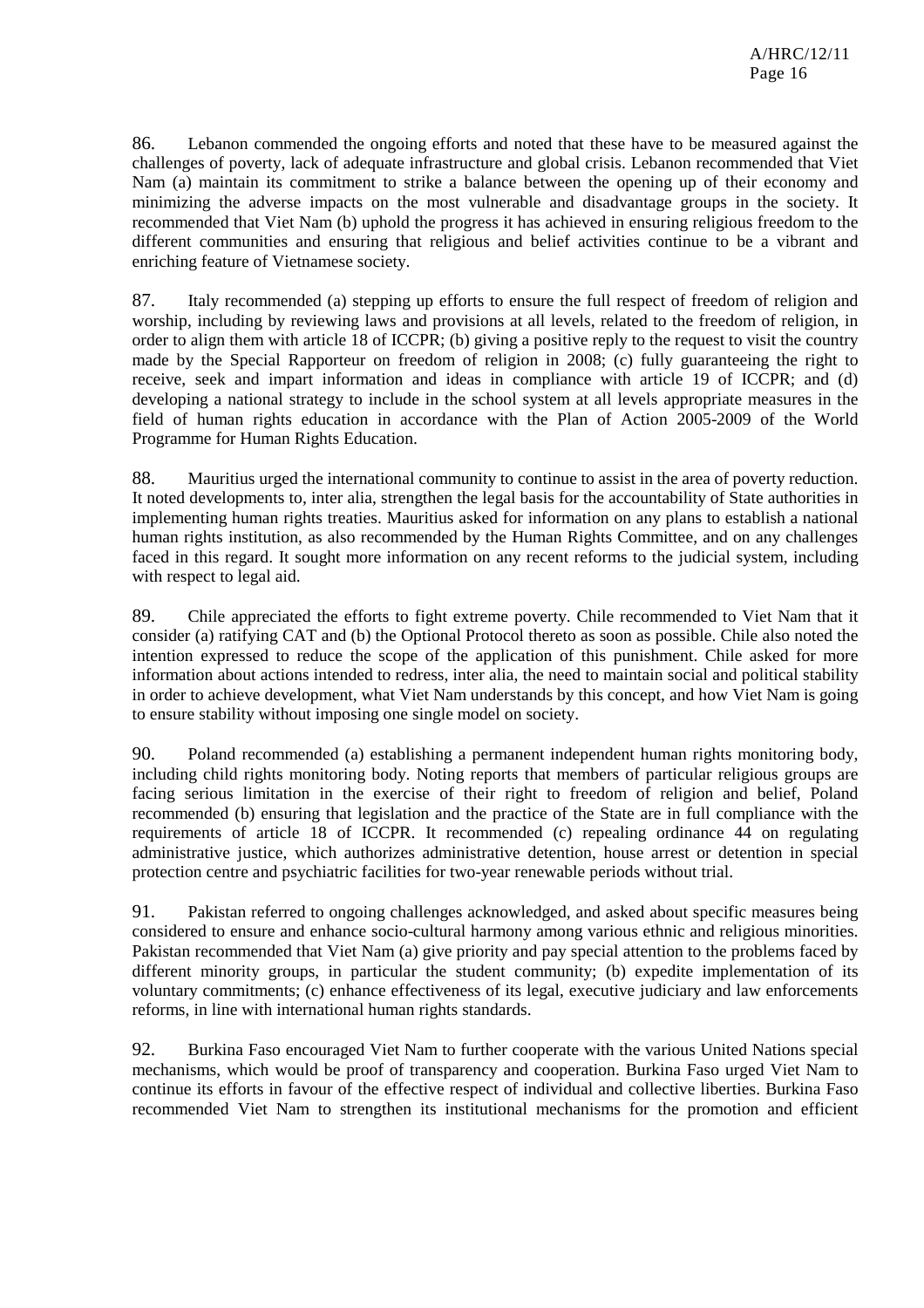86. Lebanon commended the ongoing efforts and noted that these have to be measured against the challenges of poverty, lack of adequate infrastructure and global crisis. Lebanon recommended that Viet Nam (a) maintain its commitment to strike a balance between the opening up of their economy and minimizing the adverse impacts on the most vulnerable and disadvantage groups in the society. It recommended that Viet Nam (b) uphold the progress it has achieved in ensuring religious freedom to the different communities and ensuring that religious and belief activities continue to be a vibrant and enriching feature of Vietnamese society.

87. Italy recommended (a) stepping up efforts to ensure the full respect of freedom of religion and worship, including by reviewing laws and provisions at all levels, related to the freedom of religion, in order to align them with article 18 of ICCPR; (b) giving a positive reply to the request to visit the country made by the Special Rapporteur on freedom of religion in 2008; (c) fully guaranteeing the right to receive, seek and impart information and ideas in compliance with article 19 of ICCPR; and (d) developing a national strategy to include in the school system at all levels appropriate measures in the field of human rights education in accordance with the Plan of Action 2005-2009 of the World Programme for Human Rights Education.

88. Mauritius urged the international community to continue to assist in the area of poverty reduction. It noted developments to, inter alia, strengthen the legal basis for the accountability of State authorities in implementing human rights treaties. Mauritius asked for information on any plans to establish a national human rights institution, as also recommended by the Human Rights Committee, and on any challenges faced in this regard. It sought more information on any recent reforms to the judicial system, including with respect to legal aid.

89. Chile appreciated the efforts to fight extreme poverty. Chile recommended to Viet Nam that it consider (a) ratifying CAT and (b) the Optional Protocol thereto as soon as possible. Chile also noted the intention expressed to reduce the scope of the application of this punishment. Chile asked for more information about actions intended to redress, inter alia, the need to maintain social and political stability in order to achieve development, what Viet Nam understands by this concept, and how Viet Nam is going to ensure stability without imposing one single model on society.

90. Poland recommended (a) establishing a permanent independent human rights monitoring body, including child rights monitoring body. Noting reports that members of particular religious groups are facing serious limitation in the exercise of their right to freedom of religion and belief, Poland recommended (b) ensuring that legislation and the practice of the State are in full compliance with the requirements of article 18 of ICCPR. It recommended (c) repealing ordinance 44 on regulating administrative justice, which authorizes administrative detention, house arrest or detention in special protection centre and psychiatric facilities for two-year renewable periods without trial.

91. Pakistan referred to ongoing challenges acknowledged, and asked about specific measures being considered to ensure and enhance socio-cultural harmony among various ethnic and religious minorities. Pakistan recommended that Viet Nam (a) give priority and pay special attention to the problems faced by different minority groups, in particular the student community; (b) expedite implementation of its voluntary commitments; (c) enhance effectiveness of its legal, executive judiciary and law enforcements reforms, in line with international human rights standards.

92. Burkina Faso encouraged Viet Nam to further cooperate with the various United Nations special mechanisms, which would be proof of transparency and cooperation. Burkina Faso urged Viet Nam to continue its efforts in favour of the effective respect of individual and collective liberties. Burkina Faso recommended Viet Nam to strengthen its institutional mechanisms for the promotion and efficient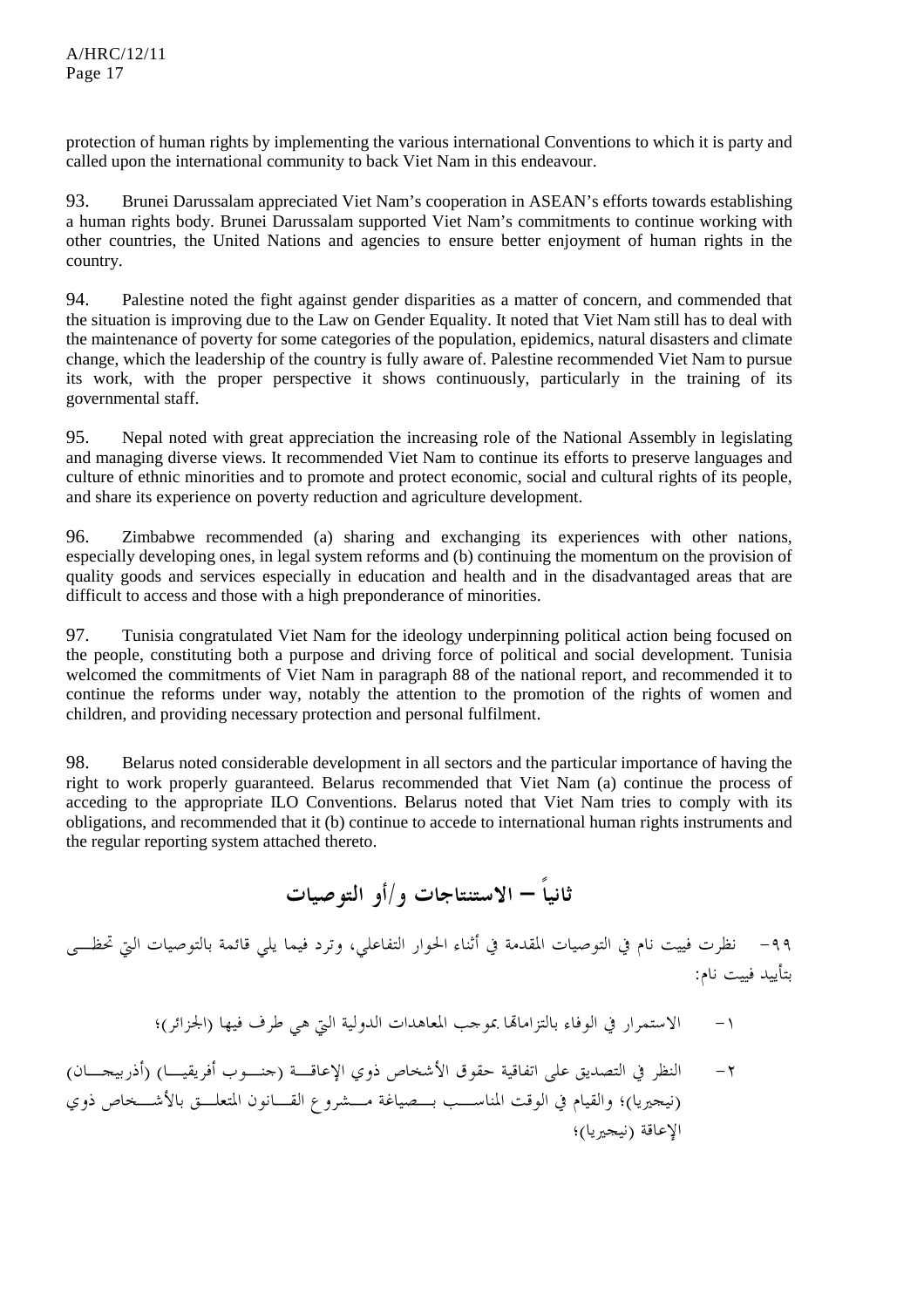protection of human rights by implementing the various international Conventions to which it is party and called upon the international community to back Viet Nam in this endeavour.

93. Brunei Darussalam appreciated Viet Nam's cooperation in ASEAN's efforts towards establishing a human rights body. Brunei Darussalam supported Viet Nam's commitments to continue working with other countries, the United Nations and agencies to ensure better enjoyment of human rights in the country.

94. Palestine noted the fight against gender disparities as a matter of concern, and commended that the situation is improving due to the Law on Gender Equality. It noted that Viet Nam still has to deal with the maintenance of poverty for some categories of the population, epidemics, natural disasters and climate change, which the leadership of the country is fully aware of. Palestine recommended Viet Nam to pursue its work, with the proper perspective it shows continuously, particularly in the training of its governmental staff.

95. Nepal noted with great appreciation the increasing role of the National Assembly in legislating and managing diverse views. It recommended Viet Nam to continue its efforts to preserve languages and culture of ethnic minorities and to promote and protect economic, social and cultural rights of its people, and share its experience on poverty reduction and agriculture development.

96. Zimbabwe recommended (a) sharing and exchanging its experiences with other nations, especially developing ones, in legal system reforms and (b) continuing the momentum on the provision of quality goods and services especially in education and health and in the disadvantaged areas that are difficult to access and those with a high preponderance of minorities.

97. Tunisia congratulated Viet Nam for the ideology underpinning political action being focused on the people, constituting both a purpose and driving force of political and social development. Tunisia welcomed the commitments of Viet Nam in paragraph 88 of the national report, and recommended it to continue the reforms under way, notably the attention to the promotion of the rights of women and children, and providing necessary protection and personal fulfilment.

98. Belarus noted considerable development in all sectors and the particular importance of having the right to work properly guaranteed. Belarus recommended that Viet Nam (a) continue the process of acceding to the appropriate ILO Conventions. Belarus noted that Viet Nam tries to comply with its obligations, and recommended that it (b) continue to accede to international human rights instruments and the regular reporting system attached thereto.

# ثانياً – الاستنتاجات و/أو التوصيات

٩٩- نظرت فييت نام في التوصيات المقدمة في أثناء الحوار التفاعلي، وترد فيما يلي قائمة بالتوصيات التي تحظى بتأييد فييت نام:

١- الاستمرار في الوفاء بالتزاماتها بموجب المعاهدات الدولية التي هي طرف فيها (الجزائر)؛

٢- النظر في التصديق على اتفاقية حقوق الأشخاص ذوي الإعاقة (جنوب أفريقيا) (أذربيجان) (نيجيريا)؛ والقيام في الوقت المناسب بصياغة مشروع القانون المتعلق بالأشخاص ذوي الإعاقة (نيجيريا)؛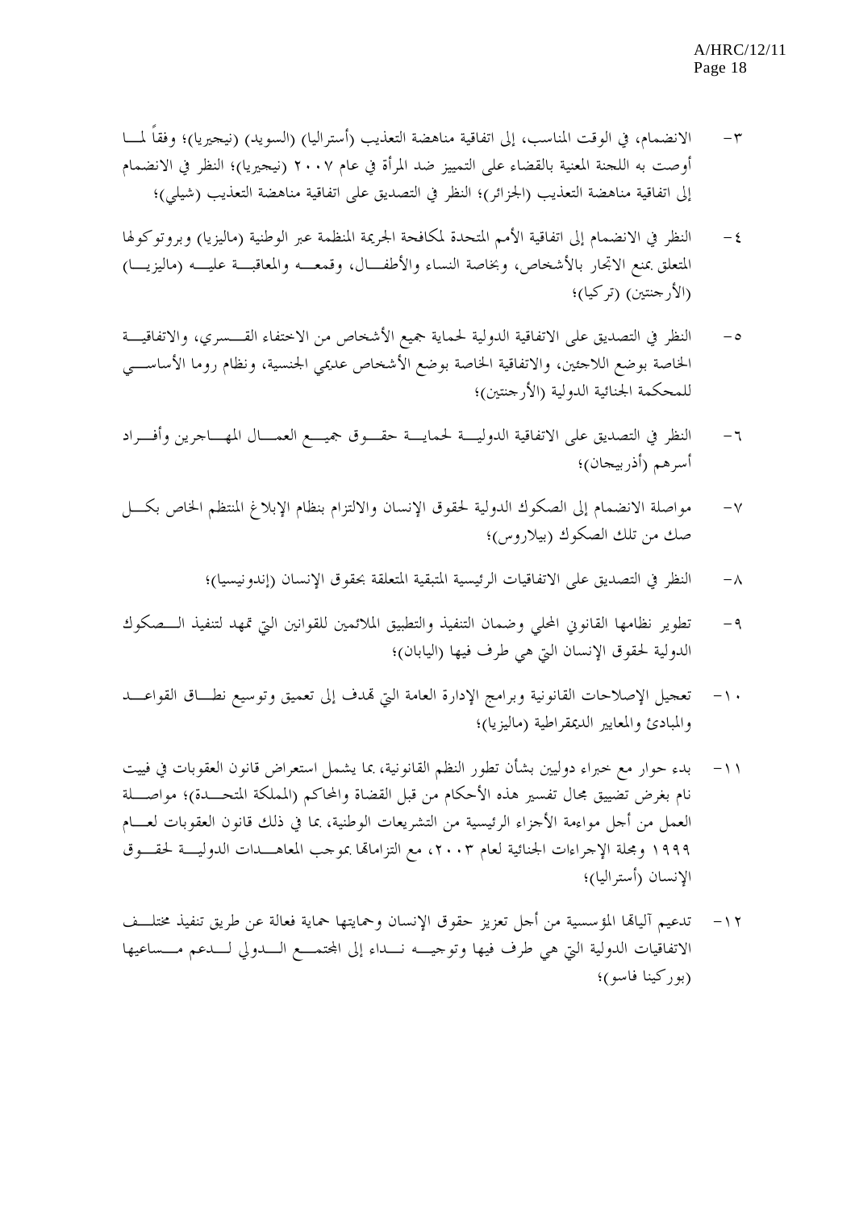٣- الانضمام، في الوقت المناسب، إلى اتفاقية مناهضة التعذيب (أستراليا) (السويد) (نيجيريا)؛ وفقاً لما أوصت به اللجنة المعنية بالقضاء على التمييز ضد المرأة في عام ٢٠٠٧ (نيجيريا)؛ النظر في الانضمام إلى اتفاقية مناهضة التعذيب (الجزائر)؛ النظر في التصديق على اتفاقية مناهضة التعذيب (شيلي)؛

٤- النظر في الانضمام إلى اتفاقية الأمم المتحدة لمكافحة الجريمة المنظمة عبر الوطنية (ماليزيا) وبروتوكولها المتعلق بمنع الاتجار بالأشخاص، وبخاصة النساء والأطفال، وقمعه والمعاقبة عليه (ماليزيا) (الأرجنتين) (تركيا)؛

٥- النظر في التصديق على الاتفاقية الدولية لحماية جميع الأشخاص من الاختفاء القسري، والاتفاقية الخاصة بوضع اللاجئين، والاتفاقية الخاصة بوضع الأشخاص عديمي الجنسية، ونظام روما الأساسي للمحكمة الجنائية الدولية (الأرجنتين)؛

٦- النظر في التصديق على الاتفاقية الدولية لحماية حقوق جميع العمال المهاجرين وأفراد أسرهم (أذربيجان)؛

٧- مواصلة الانضمام إلى الصكوك الدولية لحقوق الإنسان والالتزام بنظام الإبلاغ المنتظم الخاص بكل صك من تلك الصكوك (بيلاروس)؛

٨- النظر في التصديق على الاتفاقيات الرئيسية المتبقية المتعلقة بحقوق الإنسان (إندونيسيا)؛

٩- تطوير نظامها القانوني المحلي وضمان التنفيذ والتطبيق الملائمين للقوانين التي تمهد لتنفيذ الصكوك الدولية لحقوق الإنسان التي هي طرف فيها (اليابان)؛

١٠- تعجيل الإصلاحات القانونية وبرامج الإدارة العامة التي تهدف إلى تعميق وتوسيع نطاق القواعد والمبادئ والمعايير الديمقراطية (ماليزيا)؛

١١- بدء حوار مع خبراء دوليين بشأن تطور النظم القانونية، بما يشمل استعراض قانون العقوبات في فييت نام بغرض تضييق مجال تفسير هذه الأحكام من قبل القضاة والمحاكم (المملكة المتحدة)؛ مواصلة العمل من أجل مواءمة الأجزاء الرئيسية من التشريعات الوطنية، بما في ذلك قانون العقوبات لعام ١٩٩٩ ومجلة الإجراءات الجنائية لعام ٢٠٠٣، مع التزاماتها بموجب المعاهدات الدولية لحقوق الإنسان (أستراليا)؛

١٢- تدعيم آلياتها المؤسسية من أجل تعزيز حقوق الإنسان وحمايتها حماية فعالة عن طريق تنفيذ مختلف الاتفاقيات الدولية التي هي طرف فيها وتوجيه نداء إلى المجتمع الدولي لدعم مساعيها (بوركينا فاسو)؛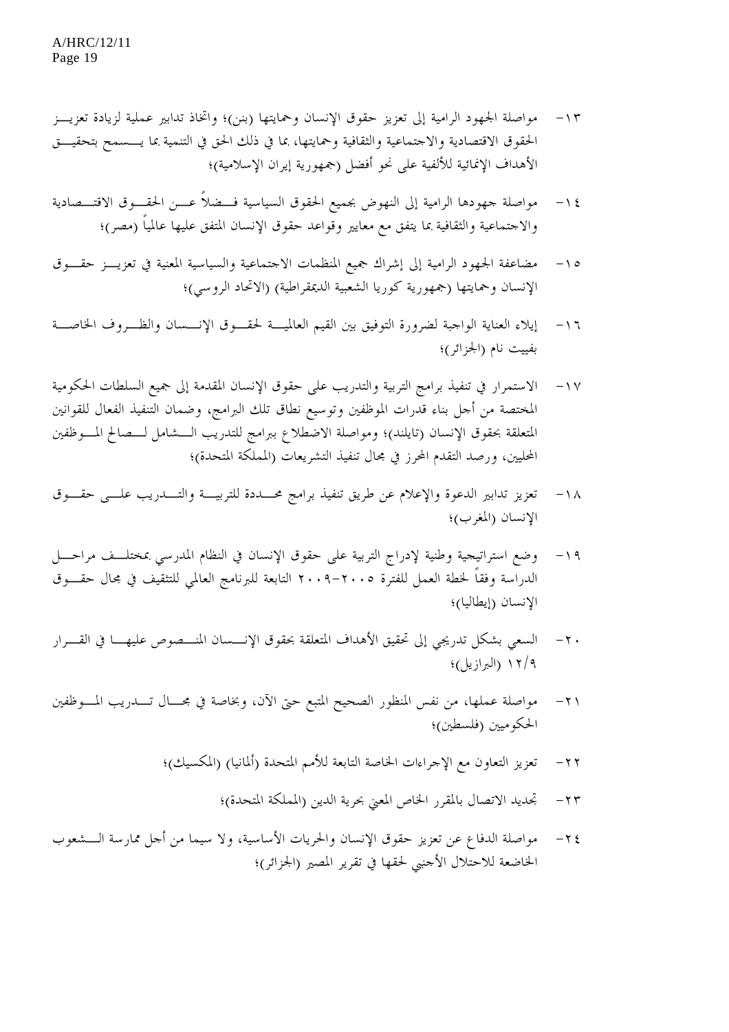١٣- مواصلة الجهود الرامية إلى تعزيز حقوق الإنسان وحمايتها (بنن)؛ واتخاذ تدابير عملية لزيادة تعزيز الحقوق الاقتصادية والاجتماعية والثقافية وحمايتها، بما في ذلك الحق في التنمية بما يسمح بتحقيق الأهداف الإنمائية للألفية على نحو أفضل (جمهورية إيران الإسلامية)؛

١٤- مواصلة جهودها الرامية إلى النهوض بجميع الحقوق السياسية فضلاً عن الحقوق الاقتصادية والاجتماعية والثقافية بما يتفق مع معايير وقواعد حقوق الإنسان المتفق عليها عالمياً (مصر)؛

١٥- مضاعفة الجهود الرامية إلى إشراك جميع المنظمات الاجتماعية والسياسية المعنية في تعزيز حقوق الإنسان وحمايتها (جمهورية كوريا الشعبية الديمقراطية) (الاتحاد الروسي)؛

١٦- إيلاء العناية الواجبة لضرورة التوفيق بين القيم العالمية لحقوق الإنسان والظروف الخاصة بفييت نام (الجزائر)؛

١٧- الاستمرار في تنفيذ برامج التربية والتدريب على حقوق الإنسان المقدمة إلى جميع السلطات الحكومية المختصة من أجل بناء قدرات الموظفين وتوسيع نطاق تلك البرامج، وضمان التنفيذ الفعال للقوانين المتعلقة بحقوق الإنسان (تايلند)؛ ومواصلة الاضطلاع ببرامج للتدريب الشامل لصالح الموظفين المحليين، ورصد التقدم المحرز في مجال تنفيذ التشريعات (المملكة المتحدة)؛

١٨- تعزيز تدابير الدعوة والإعلام عن طريق تنفيذ برامج محددة للتربية والتدريب على حقوق الإنسان (المغرب)؛

١٩- وضع استراتيجية وطنية لإدراج التربية على حقوق الإنسان في النظام المدرسي بمختلف مراحل الدراسة وفقاً لخطة العمل للفترة ٢٠٠٥-٢٠٠٩ التابعة للبرنامج العالمي للتثقيف في مجال حقوق الإنسان (إيطاليا)؛

٢٠- السعي بشكل تدريجي إلى تحقيق الأهداف المتعلقة بحقوق الإنسان المنصوص عليها في القرار ١٢/٩ (البرازيل)؛

٢١- مواصلة عملها، من نفس المنظور الصحيح المتبع حتى الآن، وبخاصة في مجال تدريب الموظفين الحكوميين (فلسطين)؛

٢٢- تعزيز التعاون مع الإجراءات الخاصة التابعة للأمم المتحدة (ألمانيا) (المكسيك)؛

٢٣- تجديد الاتصال بالمقرر الخاص المعني بحرية الدين (المملكة المتحدة)؛

٢٤- مواصلة الدفاع عن تعزيز حقوق الإنسان والحريات الأساسية، ولا سيما من أجل ممارسة الشعوب الخاضعة للاحتلال الأجنبي لحقها في تقرير المصير (الجزائر)؛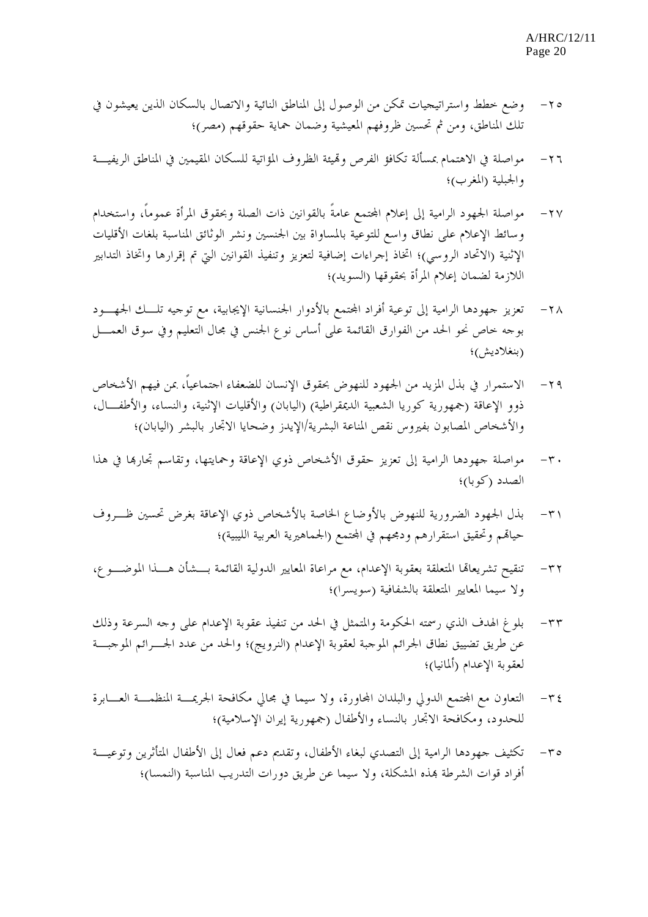٢٥- وضع خطط واستراتيجيات تمكن من الوصول إلى المناطق النائية والاتصال بالسكان الذين يعيشون في تلك المناطق، ومن ثم تحسين ظروفهم المعيشية وضمان حماية حقوقهم (مصر)؛

٢٦- مواصلة في الاهتمام بمسألة تكافؤ الفرص وتهيئة الظروف المؤاتية للسكان المقيمين في المناطق الريفية والجبلية (المغرب)؛

٢٧- مواصلة الجهود الرامية إلى إعلام المجتمع عامةً بالقوانين ذات الصلة وبحقوق المرأة عموماً، واستخدام وسائط الإعلام على نطاق واسع للتوعية بالمساواة بين الجنسين ونشر الوثائق المناسبة بلغات الأقليات الإثنية (الاتحاد الروسي)؛ اتخاذ إجراءات إضافية لتعزيز وتنفيذ القوانين التي تم إقرارها واتخاذ التدابير اللازمة لضمان إعلام المرأة بحقوقها (السويد)؛

٢٨- تعزيز جهودها الرامية إلى توعية أفراد المجتمع بالأدوار الجنسانية الإيجابية، مع توجيه تلك الجهود بوجه خاص نحو الحد من الفوارق القائمة على أساس نوع الجنس في مجال التعليم وفي سوق العمل (بنغلاديش)؛

٢٩- الاستمرار في بذل المزيد من الجهود للنهوض بحقوق الإنسان للضعفاء اجتماعياً، بمن فيهم الأشخاص ذوو الإعاقة (جمهورية كوريا الشعبية الديمقراطية) (اليابان) والأقليات الإثنية، والنساء، والأطفال، والأشخاص المصابون بفيروس نقص المناعة البشرية/الإيدز وضحايا الاتجار بالبشر (اليابان)؛

٣٠- مواصلة جهودها الرامية إلى تعزيز حقوق الأشخاص ذوي الإعاقة وحمايتها، وتقاسم تجاربها في هذا الصدد (كوبا)؛

٣١- بذل الجهود الضرورية للنهوض بالأوضاع الخاصة بالأشخاص ذوي الإعاقة بغرض تحسين ظروف حياتهم وتحقيق استقرارهم ودمجهم في المجتمع (الجماهيرية العربية الليبية)؛

٣٢- تنقيح تشريعاتها المتعلقة بعقوبة الإعدام، مع مراعاة المعايير الدولية القائمة بشأن هذا الموضوع، ولا سيما المعايير المتعلقة بالشفافية (سويسرا)؛

٣٣- بلوغ الهدف الذي رسمته الحكومة والمتمثل في الحد من تنفيذ عقوبة الإعدام على وجه السرعة وذلك عن طريق تضييق نطاق الجرائم الموجبة لعقوبة الإعدام (النرويج)؛ والحد من عدد الجرائم الموجبة لعقوبة الإعدام (ألمانيا)؛

٣٤- التعاون مع المجتمع الدولي والبلدان المجاورة، ولا سيما في مجالي مكافحة الجريمة المنظمة العابرة للحدود، ومكافحة الاتجار بالنساء والأطفال (جمهورية إيران الإسلامية)؛

٣٥- تكثيف جهودها الرامية إلى التصدي لبغاء الأطفال، وتقديم دعم فعال إلى الأطفال المتأثرين وتوعية أفراد قوات الشرطة بهذه المشكلة، ولا سيما عن طريق دورات التدريب المناسبة (النمسا)؛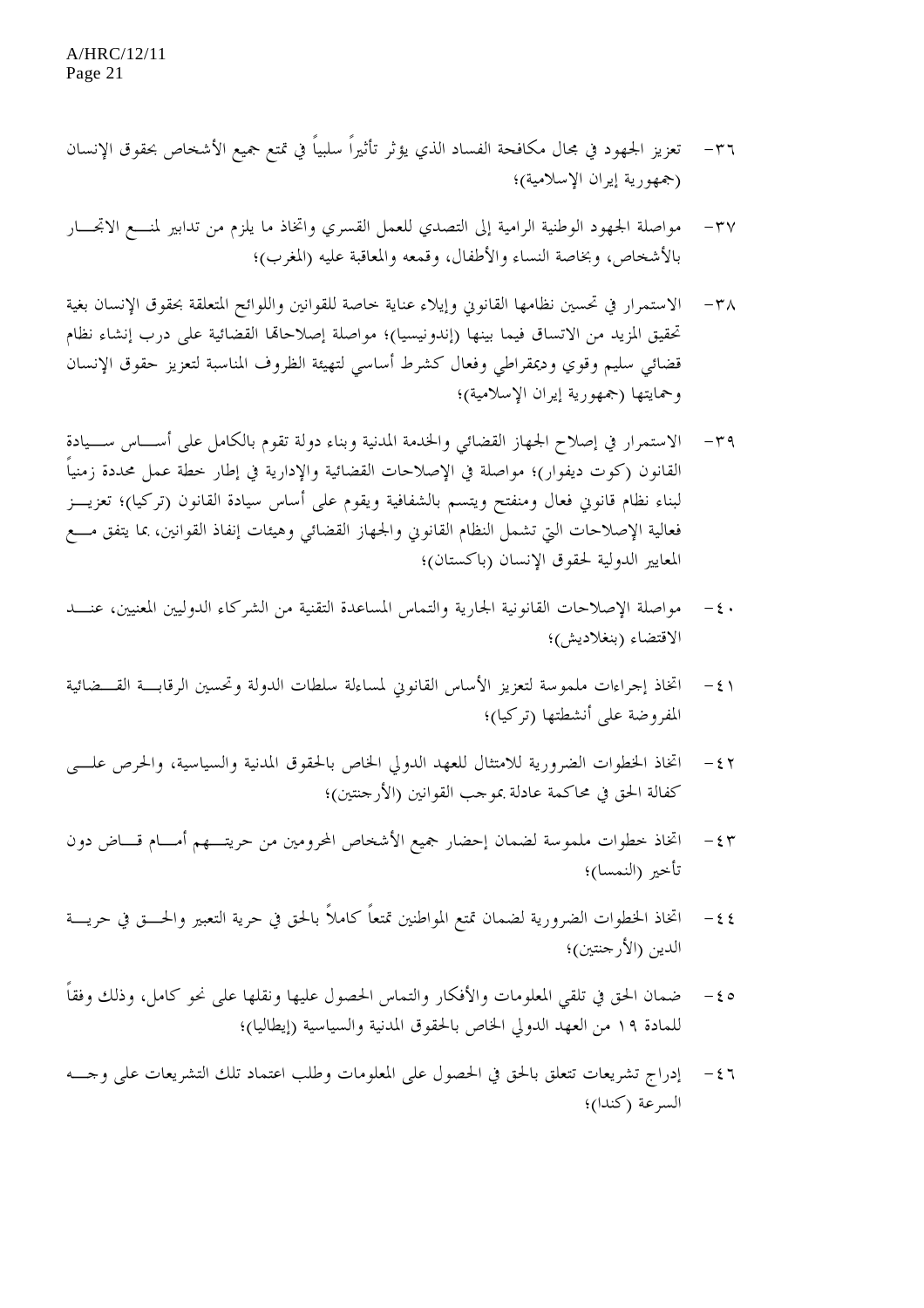٣٦- تعزيز الجهود في مجال مكافحة الفساد الذي يؤثر تأثيراً سلبياً في تمتع جميع الأشخاص بحقوق الإنسان (جمهورية إيران الإسلامية)؛

٣٧- مواصلة الجهود الوطنية الرامية إلى التصدي للعمل القسري واتخاذ ما يلزم من تدابير لمنع الاتجار بالأشخاص، وبخاصة النساء والأطفال، وقمعه والمعاقبة عليه (المغرب)؛

٣٨- الاستمرار في تحسين نظامها القانوني وإيلاء عناية خاصة للقوانين واللوائح المتعلقة بحقوق الإنسان بغية تحقيق المزيد من الاتساق فيما بينها (إندونيسيا)؛ مواصلة إصلاحاتها القضائية على درب إنشاء نظام قضائي سليم وقوي وديمقراطي وفعال كشرط أساسي لتهيئة الظروف المناسبة لتعزيز حقوق الإنسان وحمايتها (جمهورية إيران الإسلامية)؛

٣٩- الاستمرار في إصلاح الجهاز القضائي والخدمة المدنية وبناء دولة تقوم بالكامل على أساس سيادة القانون (كوت ديفوار)؛ مواصلة في الإصلاحات القضائية والإدارية في إطار خطة عمل محددة زمنياً لبناء نظام قانوني فعال ومنفتح ويتسم بالشفافية ويقوم على أساس سيادة القانون (تركيا)؛ تعزيز فعالية الإصلاحات التي تشمل النظام القانوني والجهاز القضائي وهيئات إنفاذ القوانين، بما يتفق مع المعايير الدولية لحقوق الإنسان (باكستان)؛

٤٠- مواصلة الإصلاحات القانونية الجارية والتماس المساعدة التقنية من الشركاء الدوليين المعنيين، عند الاقتضاء (بنغلاديش)؛

٤١- اتخاذ إجراءات ملموسة لتعزيز الأساس القانوني لمساءلة سلطات الدولة وتحسين الرقابة القضائية المفروضة على أنشطتها (تركيا)؛

٤٢- اتخاذ الخطوات الضرورية للامتثال للعهد الدولي الخاص بالحقوق المدنية والسياسية، والحرص على كفالة الحق في محاكمة عادلة بموجب القوانين (الأرجنتين)؛

٤٣- اتخاذ خطوات ملموسة لضمان إحضار جميع الأشخاص المحرومين من حريتهم أمام قاض دون تأخير (النمسا)؛

٤٤- اتخاذ الخطوات الضرورية لضمان تمتع المواطنين تمتعاً كاملاً بالحق في حرية التعبير والحق في حرية الدين (الأرجنتين)؛

٤٥- ضمان الحق في تلقي المعلومات والأفكار والتماس الحصول عليها ونقلها على نحو كامل، وذلك وفقاً للمادة ١٩ من العهد الدولي الخاص بالحقوق المدنية والسياسية (إيطاليا)؛

٤٦- إدراج تشريعات تتعلق بالحق في الحصول على المعلومات وطلب اعتماد تلك التشريعات على وجه السرعة (كندا)؛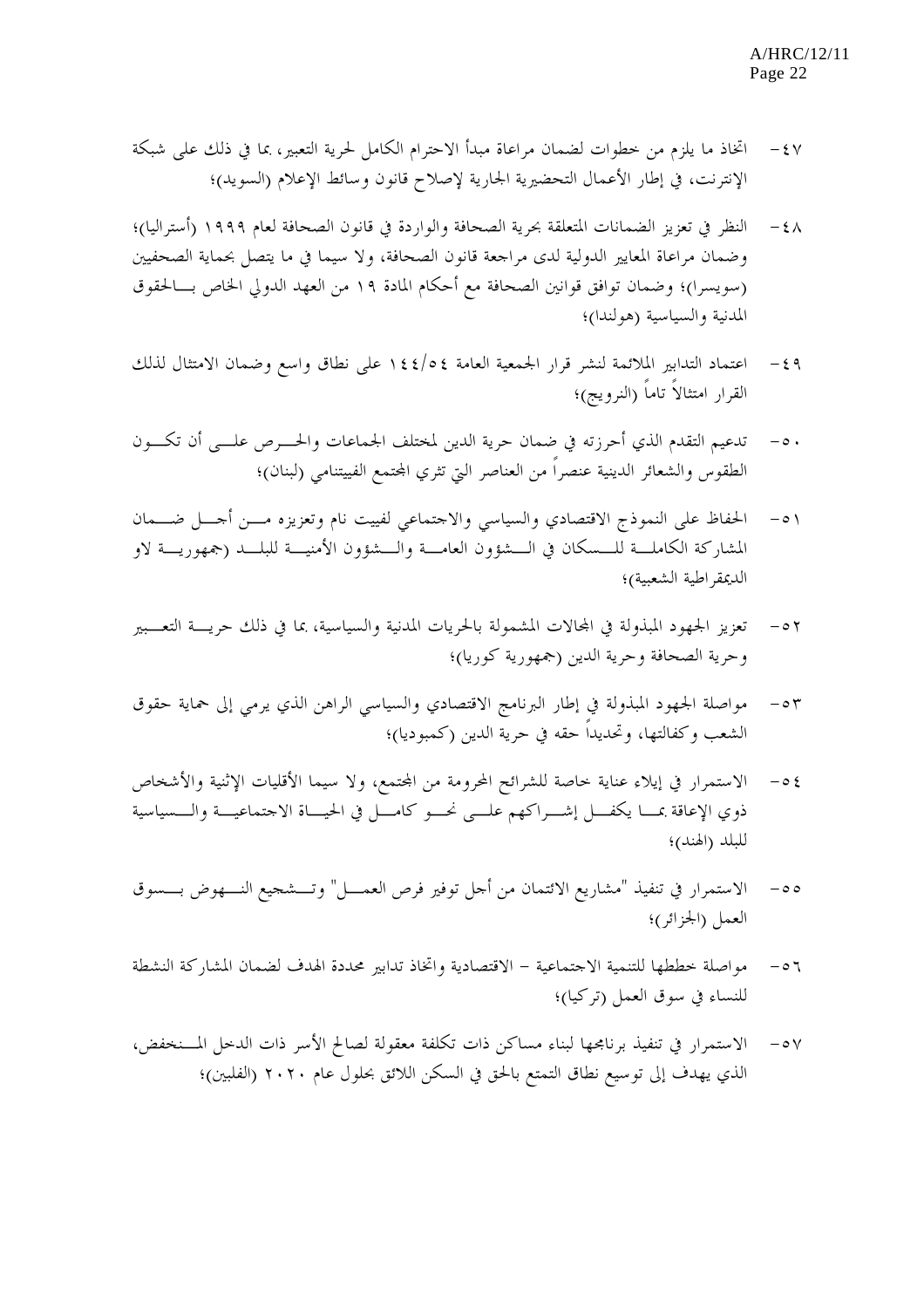٤٧- اتخاذ ما يلزم من خطوات لضمان مراعاة مبدأ الاحترام الكامل لحرية التعبير، بما في ذلك على شبكة الإنترنت، في إطار الأعمال التحضيرية الجارية لإصلاح قانون وسائط الإعلام (السويد)؛

٤٨- النظر في تعزيز الضمانات المتعلقة بحرية الصحافة والواردة في قانون الصحافة لعام ١٩٩٩ (أستراليا)؛ وضمان مراعاة المعايير الدولية لدى مراجعة قانون الصحافة، ولا سيما في ما يتصل بحماية الصحفيين (سويسرا)؛ وضمان توافق قوانين الصحافة مع أحكام المادة ١٩ من العهد الدولي الخاص بالحقوق المدنية والسياسية (هولندا)؛

٤٩- اعتماد التدابير الملائمة لنشر قرار الجمعية العامة ١٤٤/٥٤ على نطاق واسع وضمان الامتثال لذلك القرار امتثالاً تاماً (النرويج)؛

٥٠- تدعيم التقدم الذي أحرزته في ضمان حرية الدين لمختلف الجماعات والحرص على أن تكون الطقوس والشعائر الدينية عنصراً من العناصر التي تثري المجتمع الفييتنامي (لبنان)؛

٥١- الحفاظ على النموذج الاقتصادي والسياسي والاجتماعي لفييت نام وتعزيزه من أجل ضمان المشاركة الكاملة للسكان في الشؤون العامة والشؤون الأمنية للبلد (جمهورية لاو الديمقراطية الشعبية)؛

٥٢- تعزيز الجهود المبذولة في المجالات المشمولة بالحريات المدنية والسياسية، بما في ذلك حرية التعبير وحرية الصحافة وحرية الدين (جمهورية كوريا)؛

٥٣- مواصلة الجهود المبذولة في إطار البرنامج الاقتصادي والسياسي الراهن الذي يرمي إلى حماية حقوق الشعب وكفالتها، وتحديداً حقه في حرية الدين (كمبوديا)؛

٥٤- الاستمرار في إيلاء عناية خاصة للشرائح المحرومة من المجتمع، ولا سيما الأقليات الإثنية والأشخاص ذوي الإعاقة بما يكفل إشراكهم على نحو كامل في الحياة الاجتماعية والسياسية للبلد (الهند)؛

٥٥- الاستمرار في تنفيذ "مشاريع الائتمان من أجل توفير فرص العمل" وتشجيع النهوض بسوق العمل (الجزائر)؛

٥٦- مواصلة خططها للتنمية الاجتماعية - الاقتصادية واتخاذ تدابير محددة الهدف لضمان المشاركة النشطة للنساء في سوق العمل (تركيا)؛

٥٧- الاستمرار في تنفيذ برنامجها لبناء مساكن ذات تكلفة معقولة لصالح الأسر ذات الدخل المنخفض، الذي يهدف إلى توسيع نطاق التمتع بالحق في السكن اللائق بحلول عام ٢٠٢٠ (الفلبين)؛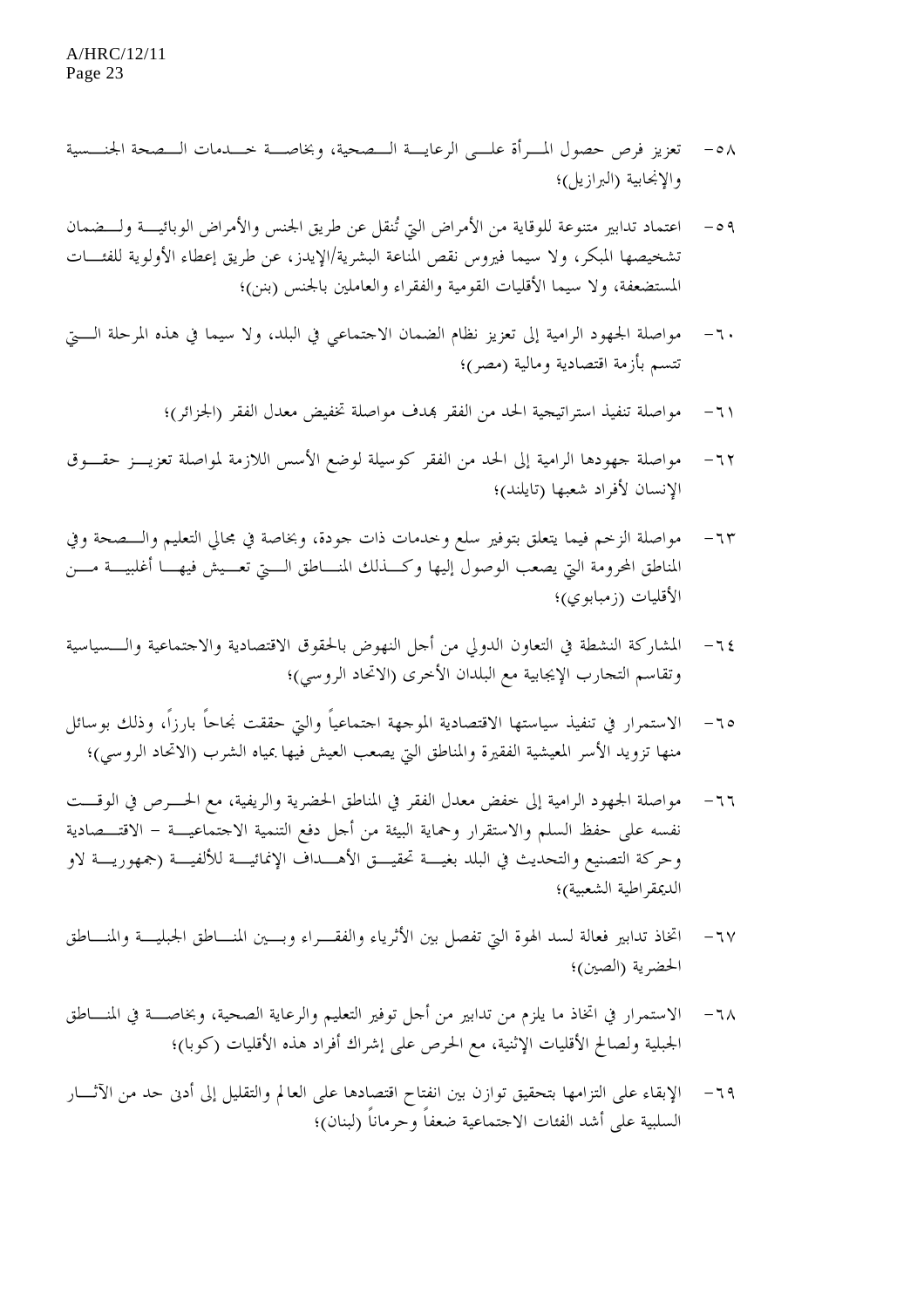٥٨- تعزيز فرص حصول المرأة على الرعاية الصحية، وبخاصة خدمات الصحة الجنسية والإنجابية (البرازيل)؛

٥٩- اعتماد تدابير متنوعة للوقاية من الأمراض التي تُنقل عن طريق الجنس والأمراض الوبائية ولضمان تشخيصها المبكر، ولا سيما فيروس نقص المناعة البشرية/الإيدز، عن طريق إعطاء الأولوية للفئات المستضعفة، ولا سيما الأقليات القومية والفقراء والعاملين بالجنس (بنن)؛

٦٠- مواصلة الجهود الرامية إلى تعزيز نظام الضمان الاجتماعي في البلد، ولا سيما في هذه المرحلة التي تتسم بأزمة اقتصادية ومالية (مصر)؛

٦١- مواصلة تنفيذ استراتيجية الحد من الفقر بهدف مواصلة تخفيض معدل الفقر (الجزائر)؛

٦٢- مواصلة جهودها الرامية إلى الحد من الفقر كوسيلة لوضع الأسس اللازمة لمواصلة تعزيز حقوق الإنسان لأفراد شعبها (تايلند)؛

٦٣- مواصلة الزخم فيما يتعلق بتوفير سلع وخدمات ذات جودة، وبخاصة في مجالي التعليم والصحة وفي المناطق المحرومة التي يصعب الوصول إليها وكذلك المناطق التي تعيش فيها أغلبية من الأقليات (زمبابوي)؛

٦٤- المشاركة النشطة في التعاون الدولي من أجل النهوض بالحقوق الاقتصادية والاجتماعية والسياسية وتقاسم التجارب الإيجابية مع البلدان الأخرى (الاتحاد الروسي)؛

٦٥- الاستمرار في تنفيذ سياستها الاقتصادية الموجهة اجتماعياً والتي حققت نجاحاً بارزاً، وذلك بوسائل منها تزويد الأسر المعيشية الفقيرة والمناطق التي يصعب العيش فيها بمياه الشرب (الاتحاد الروسي)؛

٦٦- مواصلة الجهود الرامية إلى خفض معدل الفقر في المناطق الحضرية والريفية، مع الحرص في الوقت نفسه على حفظ السلم والاستقرار وحماية البيئة من أجل دفع التنمية الاجتماعية - الاقتصادية وحركة التصنيع والتحديث في البلد بغية تحقيق الأهداف الإنمائية للألفية (جمهورية لاو الديمقراطية الشعبية)؛

٦٧- اتخاذ تدابير فعالة لسد الهوة التي تفصل بين الأثرياء والفقراء وبين المناطق الجبلية والمناطق الحضرية (الصين)؛

٦٨- الاستمرار في اتخاذ ما يلزم من تدابير من أجل توفير التعليم والرعاية الصحية، وبخاصة في المناطق الجبلية ولصالح الأقليات الإثنية، مع الحرص على إشراك أفراد هذه الأقليات (كوبا)؛

٦٩- الإبقاء على التزامها بتحقيق توازن بين انفتاح اقتصادها على العالم والتقليل إلى أدنى حد من الآثار السلبية على أشد الفئات الاجتماعية ضعفاً وحرماناً (لبنان)؛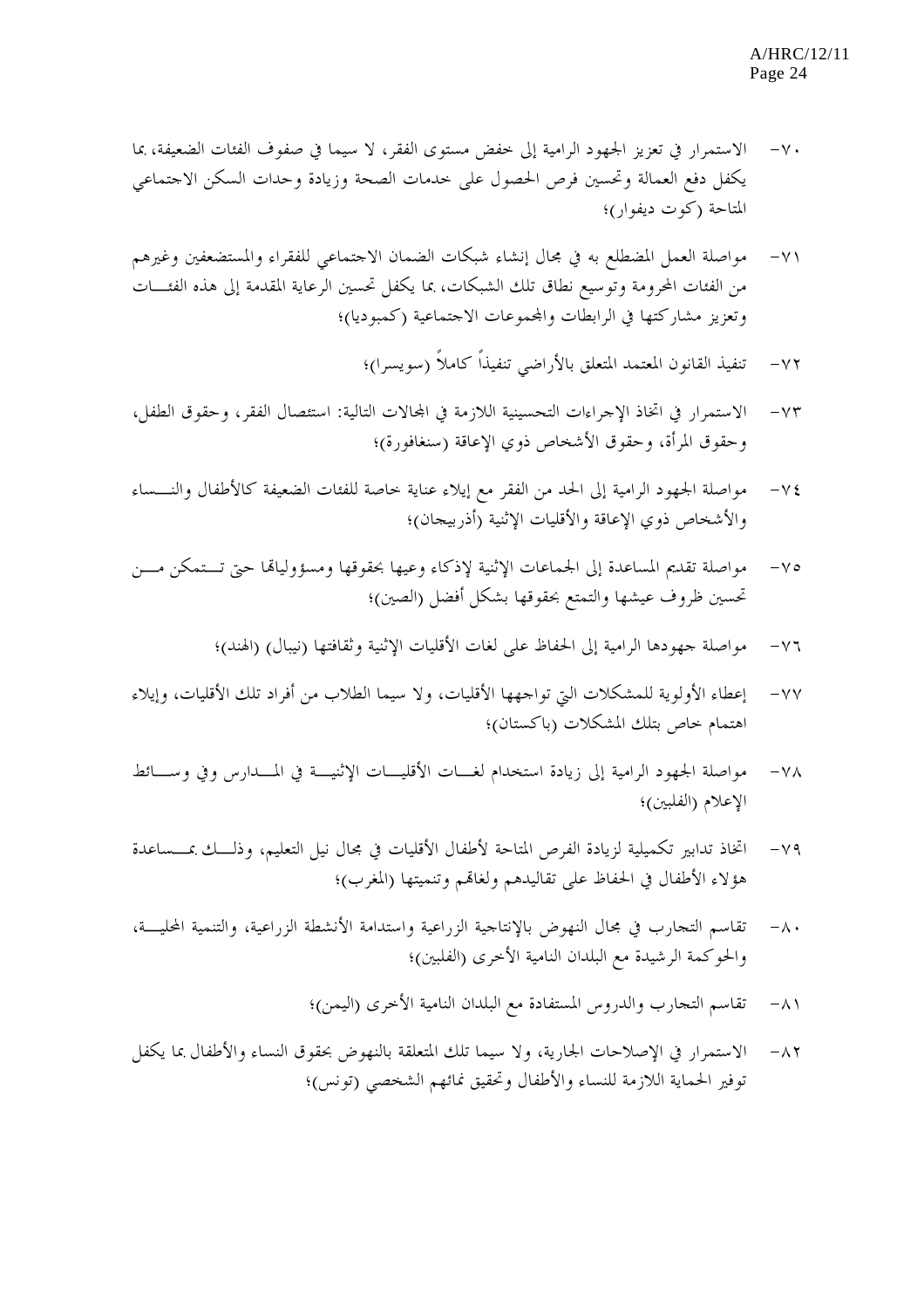٧٠- الاستمرار في تعزيز الجهود الرامية إلى خفض مستوى الفقر، لا سيما في صفوف الفئات الضعيفة، بما يكفل دفع العمالة وتحسين فرص الحصول على خدمات الصحة وزيادة وحدات السكن الاجتماعي المتاحة (كوت ديفوار)؛

٧١- مواصلة العمل المضطلع به في مجال إنشاء شبكات الضمان الاجتماعي للفقراء والمستضعفين وغيرهم من الفئات المحرومة وتوسيع نطاق تلك الشبكات، بما يكفل تحسين الرعاية المقدمة إلى هذه الفئات وتعزيز مشاركتها في الرابطات والمجموعات الاجتماعية (كمبوديا)؛

٧٢- تنفيذ القانون المعتمد المتعلق بالأراضي تنفيذاً كاملاً (سويسرا)؛

٧٣- الاستمرار في اتخاذ الإجراءات التحسينية اللازمة في المجالات التالية: استئصال الفقر، وحقوق الطفل، وحقوق المرأة، وحقوق الأشخاص ذوي الإعاقة (سنغافورة)؛

٧٤- مواصلة الجهود الرامية إلى الحد من الفقر مع إيلاء عناية خاصة للفئات الضعيفة كالأطفال والنساء والأشخاص ذوي الإعاقة والأقليات الإثنية (أذربيجان)؛

٧٥- مواصلة تقديم المساعدة إلى الجماعات الإثنية لإذكاء وعيها بحقوقها ومسؤولياتها حتى تتمكن من تحسين ظروف عيشها والتمتع بحقوقها بشكل أفضل (الصين)؛

٧٦- مواصلة جهودها الرامية إلى الحفاظ على لغات الأقليات الإثنية وثقافتها (نيبال) (الهند)؛

٧٧- إعطاء الأولوية للمشكلات التي تواجهها الأقليات، ولا سيما الطلاب من أفراد تلك الأقليات، وإيلاء اهتمام خاص بتلك المشكلات (باكستان)؛

٧٨- مواصلة الجهود الرامية إلى زيادة استخدام لغات الأقليات الإثنية في المدارس وفي وسائط الإعلام (الفلبين)؛

٧٩- اتخاذ تدابير تكميلية لزيادة الفرص المتاحة لأطفال الأقليات في مجال نيل التعليم، وذلك بمساعدة هؤلاء الأطفال في الحفاظ على تقاليدهم ولغاتهم وتنميتها (المغرب)؛

٨٠- تقاسم التجارب في مجال النهوض بالإنتاجية الزراعية واستدامة الأنشطة الزراعية، والتنمية المحلية، والحوكمة الرشيدة مع البلدان النامية الأخرى (الفلبين)؛

٨١- تقاسم التجارب والدروس المستفادة مع البلدان النامية الأخرى (اليمن)؛

٨٢- الاستمرار في الإصلاحات الجارية، ولا سيما تلك المتعلقة بالنهوض بحقوق النساء والأطفال بما يكفل توفير الحماية اللازمة للنساء والأطفال وتحقيق نمائهم الشخصي (تونس)؛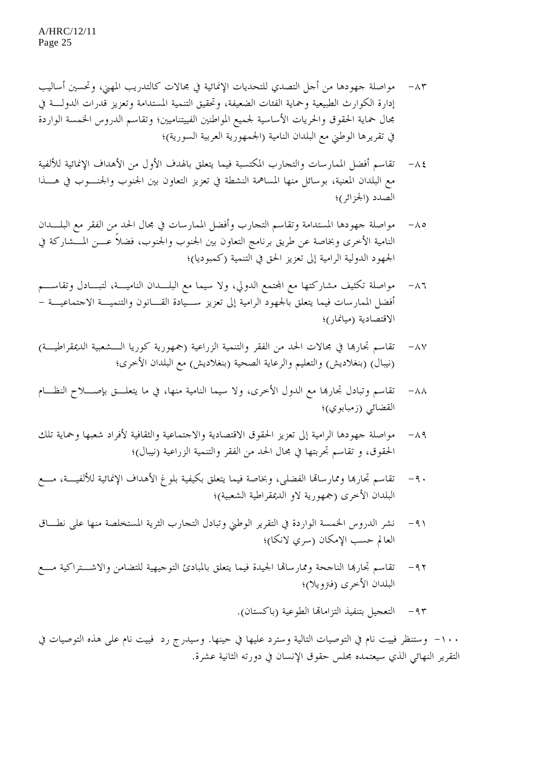٨٣- مواصلة جهودها من أجل التصدي للتحديات الإنمائية في مجالات كالتدريب المهني، وتحسين أساليب إدارة الكوارث الطبيعية وحماية الفئات الضعيفة، وتحقيق التنمية المستدامة وتعزيز قدرات الدولة في مجال حماية الحقوق والحريات الأساسية لجميع المواطنين الفييتناميين؛ وتقاسم الدروس الخمسة الواردة في تقريرها الوطني مع البلدان النامية (الجمهورية العربية السورية)؛

٨٤- تقاسم أفضل الممارسات والتجارب المكتسبة فيما يتعلق بالهدف الأول من الأهداف الإنمائية للألفية مع البلدان المعنية، بوسائل منها المساهمة النشطة في تعزيز التعاون بين الجنوب والجنوب في هذا الصدد (الجزائر)؛

٨٥- مواصلة جهودها المستدامة وتقاسم التجارب وأفضل الممارسات في مجال الحد من الفقر مع البلدان النامية الأخرى وبخاصة عن طريق برنامج التعاون بين الجنوب والجنوب، فضلاً عن المشاركة في الجهود الدولية الرامية إلى تعزيز الحق في التنمية (كمبوديا)؛

٨٦- مواصلة تكثيف مشاركتها مع المجتمع الدولي، ولا سيما مع البلدان النامية، لتبادل وتقاسم أفضل الممارسات فيما يتعلق بالجهود الرامية إلى تعزيز سيادة القانون والتنمية الاجتماعية - الاقتصادية (ميانمار)؛

٨٧- تقاسم تجاربها في مجالات الحد من الفقر والتنمية الزراعية (جمهورية كوريا الشعبية الديمقراطية) (نيبال) (بنغلاديش) والتعليم والرعاية الصحية (بنغلاديش) مع البلدان الأخرى؛

٨٨- تقاسم وتبادل تجاربها مع الدول الأخرى، ولا سيما النامية منها، في ما يتعلق بإصلاح النظام القضائي (زمبابوي)؛

٨٩- مواصلة جهودها الرامية إلى تعزيز الحقوق الاقتصادية والاجتماعية والثقافية لأفراد شعبها وحماية تلك الحقوق، و تقاسم تجربتها في مجال الحد من الفقر والتنمية الزراعية (نيبال)؛

٩٠- تقاسم تجاربها وممارساتها الفضلى، وبخاصة فيما يتعلق بكيفية بلوغ الأهداف الإنمائية للألفية، مع البلدان الأخرى (جمهورية لاو الديمقراطية الشعبية)؛

٩١- نشر الدروس الخمسة الواردة في التقرير الوطني وتبادل التجارب الثرية المستخلصة منها على نطاق العالم حسب الإمكان (سري لانكا)؛

٩٢- تقاسم تجاربها الناجحة وممارساتها الجيدة فيما يتعلق بالمبادئ التوجيهية للتضامن والاشتراكية مع البلدان الأخرى (فنزويلا)؛

٩٣- التعجيل بتنفيذ التزاماتها الطوعية (باكستان).

١٠٠- وستنظر فييت نام في التوصيات التالية وسترد عليها في حينها. وسيدرج رد فييت نام على هذه التوصيات في التقرير النهائي الذي سيعتمده مجلس حقوق الإنسان في دورته الثانية عشرة.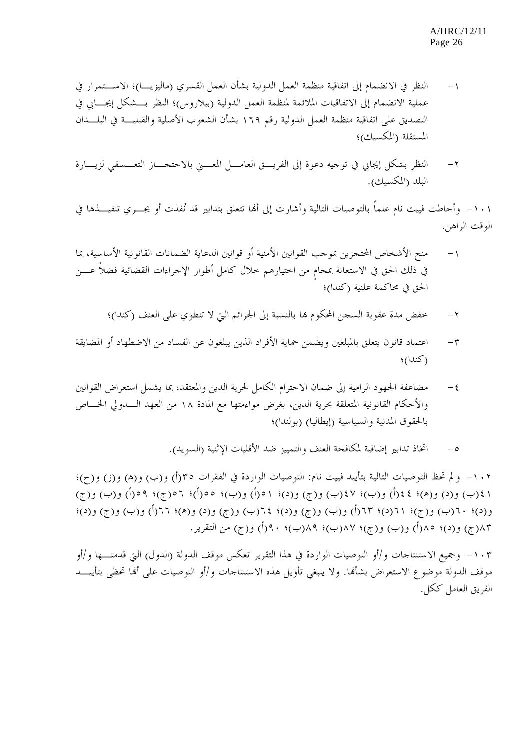١- النظر في الانضمام إلى اتفاقية منظمة العمل الدولية بشأن العمل القسري (ماليزيا)؛ الاستمرار في عملية الانضمام إلى الاتفاقيات الملائمة لمنظمة العمل الدولية (بيلاروس)؛ النظر بشكل إيجابي في التصديق على اتفاقية منظمة العمل الدولية رقم ١٦٩ بشأن الشعوب الأصلية والقبلية في البلدان المستقلة (المكسيك)؛

٢- النظر بشكل إيجابي في توجيه دعوة إلى الفريق العامل المعني بالاحتجاز التعسفي لزيارة البلد (المكسيك).

١٠١- وأحاطت فييت نام علماً بالتوصيات التالية وأشارت إلى أنها تتعلق بتدابير قد نُفذت أو يجري تنفيذها في الوقت الراهن.

١- منح الأشخاص المحتجزين بموجب القوانين الأمنية أو قوانين الدعاية الضمانات القانونية الأساسية، بما في ذلك الحق في الاستعانة بمحامٍ من اختيارهم خلال كامل أطوار الإجراءات القضائية فضلاً عن الحق في محاكمة علنية (كندا)؛

٢- خفض مدة عقوبة السجن المحكوم بها بالنسبة إلى الجرائم التي لا تنطوي على العنف (كندا)؛

٣- اعتماد قانون يتعلق بالمبلغين ويضمن حماية الأفراد الذين يبلغون عن الفساد من الاضطهاد أو المضايقة (كندا)؛

٤- مضاعفة الجهود الرامية إلى ضمان الاحترام الكامل لحرية الدين والمعتقد، بما يشمل استعراض القوانين والأحكام القانونية المتعلقة بحرية الدين، بغرض مواءمتها مع المادة ١٨ من العهد الدولي الخاص بالحقوق المدنية والسياسية (إيطاليا) (بولندا)؛

٥- اتخاذ تدابير إضافية لمكافحة العنف والتمييز ضد الأقليات الإثنية (السويد).

١٠٢- ولم تحظ التوصيات التالية بتأييد فييت نام: التوصيات الواردة في الفقرات ٣٥(أ) و(ب) و(هـ) و(ز) و(ح)؛ ٤١(ب) و(د) و(هـ)؛ ٤٤(أ) و(ب)؛ ٤٧(ب) و(ج) و(د)؛ ٥١(أ) و(ب)؛ ٥٥(أ)؛ ٥٦(ج)؛ ٥٩(أ) و(ب) و(ج) و(د)؛ ٦٠(ب) و(ج)؛ ٦١(د)؛ ٦٣(أ) و(ب) و(ج) و(د)؛ ٦٤(ب) و(ج) و(د) و(هـ)؛ ٦٦(أ) و(ب) و(ج) و(د)؛ ٨٣(ج) و(د)؛ ٨٥(أ) و(ب) و(ج)؛ ٨٧(ب)؛ ٨٩(ب)؛ ٩٠(أ) و(ج) من التقرير.

١٠٣- وجميع الاستنتاجات و/أو التوصيات الواردة في هذا التقرير تعكس موقف الدولة (الدول) التي قدمتها و/أو موقف الدولة موضوع الاستعراض بشأنها. ولا ينبغي تأويل هذه الاستنتاجات و/أو التوصيات على أنها تحظى بتأييد الفريق العامل ككل.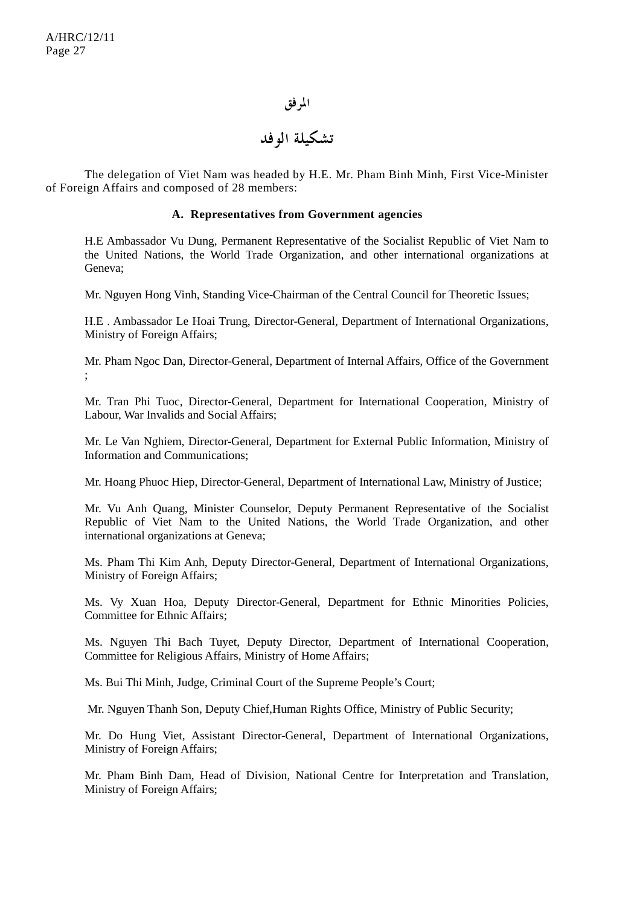# المرفق

## تشكيلة الوفد

The delegation of Viet Nam was headed by H.E. Mr. Pham Binh Minh, First Vice-Minister of Foreign Affairs and composed of 28 members:

### A. Representatives from Government agencies

H.E Ambassador Vu Dung, Permanent Representative of the Socialist Republic of Viet Nam to the United Nations, the World Trade Organization, and other international organizations at Geneva;

Mr. Nguyen Hong Vinh, Standing Vice-Chairman of the Central Council for Theoretic Issues;

H.E . Ambassador Le Hoai Trung, Director-General, Department of International Organizations, Ministry of Foreign Affairs;

Mr. Pham Ngoc Dan, Director-General, Department of Internal Affairs, Office of the Government ;

Mr. Tran Phi Tuoc, Director-General, Department for International Cooperation, Ministry of Labour, War Invalids and Social Affairs;

Mr. Le Van Nghiem, Director-General, Department for External Public Information, Ministry of Information and Communications;

Mr. Hoang Phuoc Hiep, Director-General, Department of International Law, Ministry of Justice;

Mr. Vu Anh Quang, Minister Counselor, Deputy Permanent Representative of the Socialist Republic of Viet Nam to the United Nations, the World Trade Organization, and other international organizations at Geneva;

Ms. Pham Thi Kim Anh, Deputy Director-General, Department of International Organizations, Ministry of Foreign Affairs;

Ms. Vy Xuan Hoa, Deputy Director-General, Department for Ethnic Minorities Policies, Committee for Ethnic Affairs;

Ms. Nguyen Thi Bach Tuyet, Deputy Director, Department of International Cooperation, Committee for Religious Affairs, Ministry of Home Affairs;

Ms. Bui Thi Minh, Judge, Criminal Court of the Supreme People's Court;

Mr. Nguyen Thanh Son, Deputy Chief,Human Rights Office, Ministry of Public Security;

Mr. Do Hung Viet, Assistant Director-General, Department of International Organizations, Ministry of Foreign Affairs;

Mr. Pham Binh Dam, Head of Division, National Centre for Interpretation and Translation, Ministry of Foreign Affairs;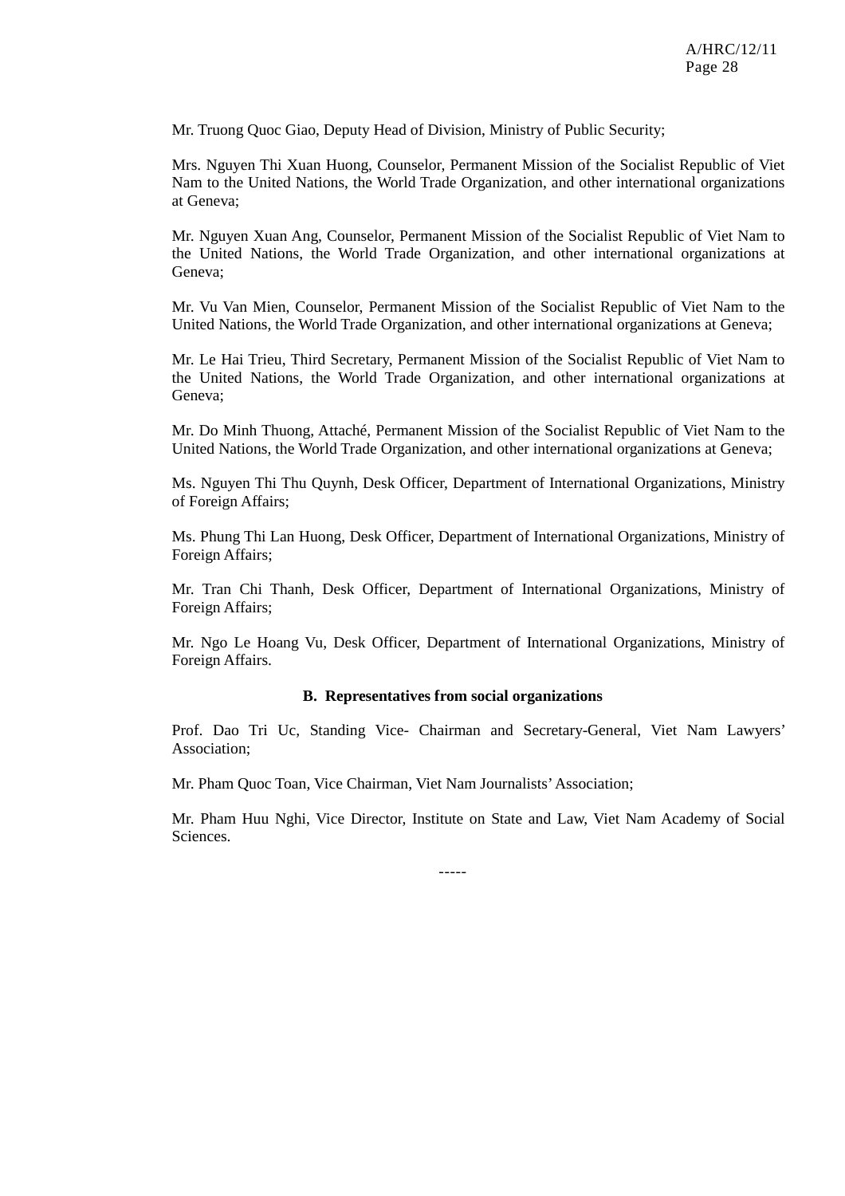Mr. Truong Quoc Giao, Deputy Head of Division, Ministry of Public Security;

Mrs. Nguyen Thi Xuan Huong, Counselor, Permanent Mission of the Socialist Republic of Viet Nam to the United Nations, the World Trade Organization, and other international organizations at Geneva;

Mr. Nguyen Xuan Ang, Counselor, Permanent Mission of the Socialist Republic of Viet Nam to the United Nations, the World Trade Organization, and other international organizations at Geneva;

Mr. Vu Van Mien, Counselor, Permanent Mission of the Socialist Republic of Viet Nam to the United Nations, the World Trade Organization, and other international organizations at Geneva;

Mr. Le Hai Trieu, Third Secretary, Permanent Mission of the Socialist Republic of Viet Nam to the United Nations, the World Trade Organization, and other international organizations at Geneva;

Mr. Do Minh Thuong, Attaché, Permanent Mission of the Socialist Republic of Viet Nam to the United Nations, the World Trade Organization, and other international organizations at Geneva;

Ms. Nguyen Thi Thu Quynh, Desk Officer, Department of International Organizations, Ministry of Foreign Affairs;

Ms. Phung Thi Lan Huong, Desk Officer, Department of International Organizations, Ministry of Foreign Affairs;

Mr. Tran Chi Thanh, Desk Officer, Department of International Organizations, Ministry of Foreign Affairs;

Mr. Ngo Le Hoang Vu, Desk Officer, Department of International Organizations, Ministry of Foreign Affairs.

**B. Representatives from social organizations**

Prof. Dao Tri Uc, Standing Vice- Chairman and Secretary-General, Viet Nam Lawyers' Association;

Mr. Pham Quoc Toan, Vice Chairman, Viet Nam Journalists' Association;

Mr. Pham Huu Nghi, Vice Director, Institute on State and Law, Viet Nam Academy of Social Sciences.

-----